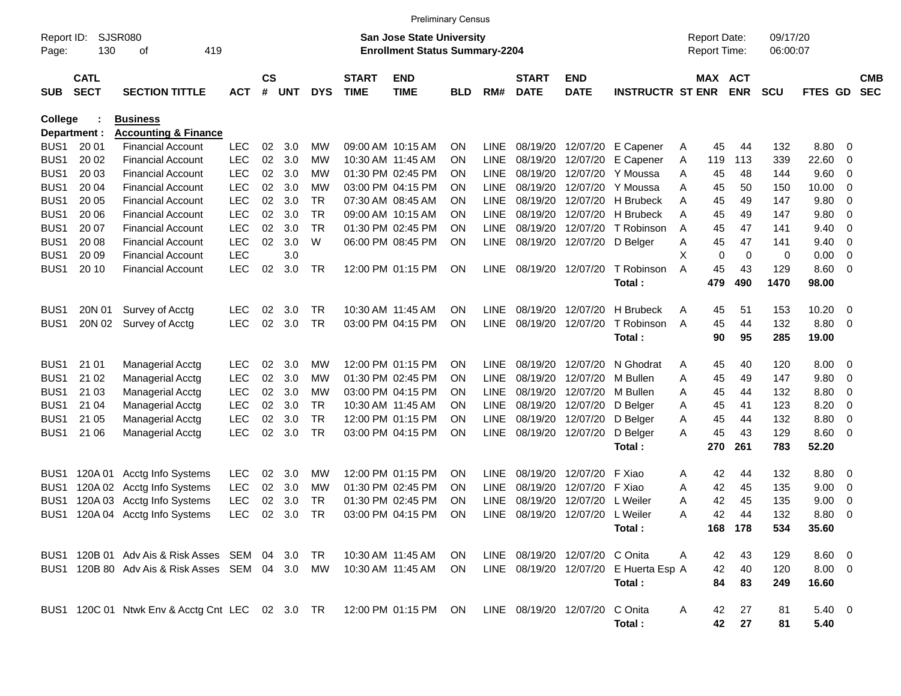Preliminary Census

Report ID: SJSR080

**San Jose State University**
**Enrollment Status Summary-2204**

Report Date: 09/17/20
Report Time: 06:00:07

**College : Business**
**Department : Accounting & Finance**

| SUB | CATL SECT | SECTION TITTLE | ACT | CS # | UNT | DYS | START TIME | END TIME | BLD | RM# | START DATE | END DATE | INSTRUCTR | ST | MAX ENR | ACT ENR | SCU | FTES | GD | CMB SEC |
|---|---|---|---|---|---|---|---|---|---|---|---|---|---|---|---|---|---|---|---|---|
| BUS1 | 20 01 | Financial Account | LEC | 02 | 3.0 | MW | 09:00 AM | 10:15 AM | ON | LINE | 08/19/20 | 12/07/20 | E Capener | A | 45 | 44 | 132 | 8.80 | 0 | |
| BUS1 | 20 02 | Financial Account | LEC | 02 | 3.0 | MW | 10:30 AM | 11:45 AM | ON | LINE | 08/19/20 | 12/07/20 | E Capener | A | 119 | 113 | 339 | 22.60 | 0 | |
| BUS1 | 20 03 | Financial Account | LEC | 02 | 3.0 | MW | 01:30 PM | 02:45 PM | ON | LINE | 08/19/20 | 12/07/20 | Y Moussa | A | 45 | 48 | 144 | 9.60 | 0 | |
| BUS1 | 20 04 | Financial Account | LEC | 02 | 3.0 | MW | 03:00 PM | 04:15 PM | ON | LINE | 08/19/20 | 12/07/20 | Y Moussa | A | 45 | 50 | 150 | 10.00 | 0 | |
| BUS1 | 20 05 | Financial Account | LEC | 02 | 3.0 | TR | 07:30 AM | 08:45 AM | ON | LINE | 08/19/20 | 12/07/20 | H Brubeck | A | 45 | 49 | 147 | 9.80 | 0 | |
| BUS1 | 20 06 | Financial Account | LEC | 02 | 3.0 | TR | 09:00 AM | 10:15 AM | ON | LINE | 08/19/20 | 12/07/20 | H Brubeck | A | 45 | 49 | 147 | 9.80 | 0 | |
| BUS1 | 20 07 | Financial Account | LEC | 02 | 3.0 | TR | 01:30 PM | 02:45 PM | ON | LINE | 08/19/20 | 12/07/20 | T Robinson | A | 45 | 47 | 141 | 9.40 | 0 | |
| BUS1 | 20 08 | Financial Account | LEC | 02 | 3.0 | W | 06:00 PM | 08:45 PM | ON | LINE | 08/19/20 | 12/07/20 | D Belger | A | 45 | 47 | 141 | 9.40 | 0 | |
| BUS1 | 20 09 | Financial Account | LEC | | 3.0 | | | | | | | | | X | 0 | 0 | 0 | 0.00 | 0 | |
| BUS1 | 20 10 | Financial Account | LEC | 02 | 3.0 | TR | 12:00 PM | 01:15 PM | ON | LINE | 08/19/20 | 12/07/20 | T Robinson | A | 45 | 43 | 129 | 8.60 | 0 | |
| | | | | | | | | | | | | | **Total :** | | **479** | **490** | **1470** | **98.00** | | |
| BUS1 | 20N 01 | Survey of Acctg | LEC | 02 | 3.0 | TR | 10:30 AM | 11:45 AM | ON | LINE | 08/19/20 | 12/07/20 | H Brubeck | A | 45 | 51 | 153 | 10.20 | 0 | |
| BUS1 | 20N 02 | Survey of Acctg | LEC | 02 | 3.0 | TR | 03:00 PM | 04:15 PM | ON | LINE | 08/19/20 | 12/07/20 | T Robinson | A | 45 | 44 | 132 | 8.80 | 0 | |
| | | | | | | | | | | | | | **Total :** | | **90** | **95** | **285** | **19.00** | | |
| BUS1 | 21 01 | Managerial Acctg | LEC | 02 | 3.0 | MW | 12:00 PM | 01:15 PM | ON | LINE | 08/19/20 | 12/07/20 | N Ghodrat | A | 45 | 40 | 120 | 8.00 | 0 | |
| BUS1 | 21 02 | Managerial Acctg | LEC | 02 | 3.0 | MW | 01:30 PM | 02:45 PM | ON | LINE | 08/19/20 | 12/07/20 | M Bullen | A | 45 | 49 | 147 | 9.80 | 0 | |
| BUS1 | 21 03 | Managerial Acctg | LEC | 02 | 3.0 | MW | 03:00 PM | 04:15 PM | ON | LINE | 08/19/20 | 12/07/20 | M Bullen | A | 45 | 44 | 132 | 8.80 | 0 | |
| BUS1 | 21 04 | Managerial Acctg | LEC | 02 | 3.0 | TR | 10:30 AM | 11:45 AM | ON | LINE | 08/19/20 | 12/07/20 | D Belger | A | 45 | 41 | 123 | 8.20 | 0 | |
| BUS1 | 21 05 | Managerial Acctg | LEC | 02 | 3.0 | TR | 12:00 PM | 01:15 PM | ON | LINE | 08/19/20 | 12/07/20 | D Belger | A | 45 | 44 | 132 | 8.80 | 0 | |
| BUS1 | 21 06 | Managerial Acctg | LEC | 02 | 3.0 | TR | 03:00 PM | 04:15 PM | ON | LINE | 08/19/20 | 12/07/20 | D Belger | A | 45 | 43 | 129 | 8.60 | 0 | |
| | | | | | | | | | | | | | **Total :** | | **270** | **261** | **783** | **52.20** | | |
| BUS1 | 120A 01 | Acctg Info Systems | LEC | 02 | 3.0 | MW | 12:00 PM | 01:15 PM | ON | LINE | 08/19/20 | 12/07/20 | F Xiao | A | 42 | 44 | 132 | 8.80 | 0 | |
| BUS1 | 120A 02 | Acctg Info Systems | LEC | 02 | 3.0 | MW | 01:30 PM | 02:45 PM | ON | LINE | 08/19/20 | 12/07/20 | F Xiao | A | 42 | 45 | 135 | 9.00 | 0 | |
| BUS1 | 120A 03 | Acctg Info Systems | LEC | 02 | 3.0 | TR | 01:30 PM | 02:45 PM | ON | LINE | 08/19/20 | 12/07/20 | L Weiler | A | 42 | 45 | 135 | 9.00 | 0 | |
| BUS1 | 120A 04 | Acctg Info Systems | LEC | 02 | 3.0 | TR | 03:00 PM | 04:15 PM | ON | LINE | 08/19/20 | 12/07/20 | L Weiler | A | 42 | 44 | 132 | 8.80 | 0 | |
| | | | | | | | | | | | | | **Total :** | | **168** | **178** | **534** | **35.60** | | |
| BUS1 | 120B 01 | Adv Ais & Risk Asses | SEM | 04 | 3.0 | TR | 10:30 AM | 11:45 AM | ON | LINE | 08/19/20 | 12/07/20 | C Onita | A | 42 | 43 | 129 | 8.60 | 0 | |
| BUS1 | 120B 80 | Adv Ais & Risk Asses | SEM | 04 | 3.0 | MW | 10:30 AM | 11:45 AM | ON | LINE | 08/19/20 | 12/07/20 | E Huerta Esp | A | 42 | 40 | 120 | 8.00 | 0 | |
| | | | | | | | | | | | | | **Total :** | | **84** | **83** | **249** | **16.60** | | |
| BUS1 | 120C 01 | Ntwk Env & Acctg Cnt | LEC | 02 | 3.0 | TR | 12:00 PM | 01:15 PM | ON | LINE | 08/19/20 | 12/07/20 | C Onita | A | 42 | 27 | 81 | 5.40 | 0 | |
| | | | | | | | | | | | | | **Total :** | | **42** | **27** | **81** | **5.40** | | |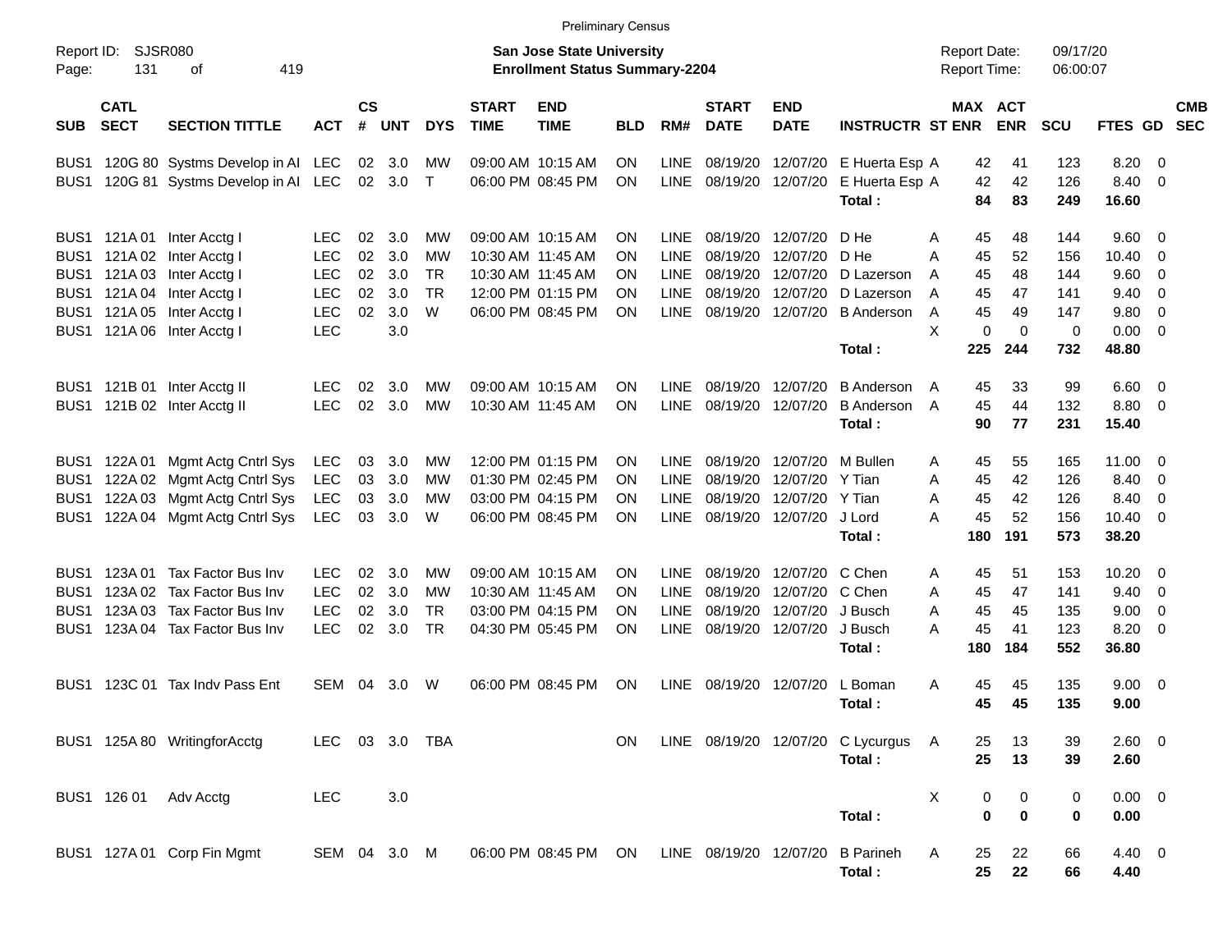Preliminary Census

Report ID: SJSR080

**San Jose State University**
**Enrollment Status Summary-2204**

Report Date: 09/17/20
Report Time: 06:00:07

| SUB | CATL SECT | SECTION TITTLE | ACT | CS # | UNT | DYS | START TIME | END TIME | BLD | RM# | START DATE | END DATE | INSTRUCTR | ST | MAX ENR | ACT ENR | SCU | FTES | GD | CMB SEC |
|---|---|---|---|---|---|---|---|---|---|---|---|---|---|---|---|---|---|---|---|---|
| BUS1 | 120G 80 | Systms Develop in AI | LEC | 02 | 3.0 | MW | 09:00 AM | 10:15 AM | ON | LINE | 08/19/20 | 12/07/20 | E Huerta Esp | A | 42 | 41 | 123 | 8.20 | 0 | |
| BUS1 | 120G 81 | Systms Develop in AI | LEC | 02 | 3.0 | T | 06:00 PM | 08:45 PM | ON | LINE | 08/19/20 | 12/07/20 | E Huerta Esp | A | 42 | 42 | 126 | 8.40 | 0 | |
| | | | | | | | | | | | | | **Total :** | | **84** | **83** | **249** | **16.60** | | |
| BUS1 | 121A 01 | Inter Acctg I | LEC | 02 | 3.0 | MW | 09:00 AM | 10:15 AM | ON | LINE | 08/19/20 | 12/07/20 | D He | A | 45 | 48 | 144 | 9.60 | 0 | |
| BUS1 | 121A 02 | Inter Acctg I | LEC | 02 | 3.0 | MW | 10:30 AM | 11:45 AM | ON | LINE | 08/19/20 | 12/07/20 | D He | A | 45 | 52 | 156 | 10.40 | 0 | |
| BUS1 | 121A 03 | Inter Acctg I | LEC | 02 | 3.0 | TR | 10:30 AM | 11:45 AM | ON | LINE | 08/19/20 | 12/07/20 | D Lazerson | A | 45 | 48 | 144 | 9.60 | 0 | |
| BUS1 | 121A 04 | Inter Acctg I | LEC | 02 | 3.0 | TR | 12:00 PM | 01:15 PM | ON | LINE | 08/19/20 | 12/07/20 | D Lazerson | A | 45 | 47 | 141 | 9.40 | 0 | |
| BUS1 | 121A 05 | Inter Acctg I | LEC | 02 | 3.0 | W | 06:00 PM | 08:45 PM | ON | LINE | 08/19/20 | 12/07/20 | B Anderson | A | 45 | 49 | 147 | 9.80 | 0 | |
| BUS1 | 121A 06 | Inter Acctg I | LEC | | 3.0 | | | | | | | | | X | 0 | 0 | 0 | 0.00 | 0 | |
| | | | | | | | | | | | | | **Total :** | | **225** | **244** | **732** | **48.80** | | |
| BUS1 | 121B 01 | Inter Acctg II | LEC | 02 | 3.0 | MW | 09:00 AM | 10:15 AM | ON | LINE | 08/19/20 | 12/07/20 | B Anderson | A | 45 | 33 | 99 | 6.60 | 0 | |
| BUS1 | 121B 02 | Inter Acctg II | LEC | 02 | 3.0 | MW | 10:30 AM | 11:45 AM | ON | LINE | 08/19/20 | 12/07/20 | B Anderson | A | 45 | 44 | 132 | 8.80 | 0 | |
| | | | | | | | | | | | | | **Total :** | | **90** | **77** | **231** | **15.40** | | |
| BUS1 | 122A 01 | Mgmt Actg Cntrl Sys | LEC | 03 | 3.0 | MW | 12:00 PM | 01:15 PM | ON | LINE | 08/19/20 | 12/07/20 | M Bullen | A | 45 | 55 | 165 | 11.00 | 0 | |
| BUS1 | 122A 02 | Mgmt Actg Cntrl Sys | LEC | 03 | 3.0 | MW | 01:30 PM | 02:45 PM | ON | LINE | 08/19/20 | 12/07/20 | Y Tian | A | 45 | 42 | 126 | 8.40 | 0 | |
| BUS1 | 122A 03 | Mgmt Actg Cntrl Sys | LEC | 03 | 3.0 | MW | 03:00 PM | 04:15 PM | ON | LINE | 08/19/20 | 12/07/20 | Y Tian | A | 45 | 42 | 126 | 8.40 | 0 | |
| BUS1 | 122A 04 | Mgmt Actg Cntrl Sys | LEC | 03 | 3.0 | W | 06:00 PM | 08:45 PM | ON | LINE | 08/19/20 | 12/07/20 | J Lord | A | 45 | 52 | 156 | 10.40 | 0 | |
| | | | | | | | | | | | | | **Total :** | | **180** | **191** | **573** | **38.20** | | |
| BUS1 | 123A 01 | Tax Factor Bus Inv | LEC | 02 | 3.0 | MW | 09:00 AM | 10:15 AM | ON | LINE | 08/19/20 | 12/07/20 | C Chen | A | 45 | 51 | 153 | 10.20 | 0 | |
| BUS1 | 123A 02 | Tax Factor Bus Inv | LEC | 02 | 3.0 | MW | 10:30 AM | 11:45 AM | ON | LINE | 08/19/20 | 12/07/20 | C Chen | A | 45 | 47 | 141 | 9.40 | 0 | |
| BUS1 | 123A 03 | Tax Factor Bus Inv | LEC | 02 | 3.0 | TR | 03:00 PM | 04:15 PM | ON | LINE | 08/19/20 | 12/07/20 | J Busch | A | 45 | 45 | 135 | 9.00 | 0 | |
| BUS1 | 123A 04 | Tax Factor Bus Inv | LEC | 02 | 3.0 | TR | 04:30 PM | 05:45 PM | ON | LINE | 08/19/20 | 12/07/20 | J Busch | A | 45 | 41 | 123 | 8.20 | 0 | |
| | | | | | | | | | | | | | **Total :** | | **180** | **184** | **552** | **36.80** | | |
| BUS1 | 123C 01 | Tax Indv Pass Ent | SEM | 04 | 3.0 | W | 06:00 PM | 08:45 PM | ON | LINE | 08/19/20 | 12/07/20 | L Boman | A | 45 | 45 | 135 | 9.00 | 0 | |
| | | | | | | | | | | | | | **Total :** | | **45** | **45** | **135** | **9.00** | | |
| BUS1 | 125A 80 | WritingforAcctg | LEC | 03 | 3.0 | TBA | | | ON | LINE | 08/19/20 | 12/07/20 | C Lycurgus | A | 25 | 13 | 39 | 2.60 | 0 | |
| | | | | | | | | | | | | | **Total :** | | **25** | **13** | **39** | **2.60** | | |
| BUS1 | 126 01 | Adv Acctg | LEC | | 3.0 | | | | | | | | | X | 0 | 0 | 0 | 0.00 | 0 | |
| | | | | | | | | | | | | | **Total :** | | **0** | **0** | **0** | **0.00** | | |
| BUS1 | 127A 01 | Corp Fin Mgmt | SEM | 04 | 3.0 | M | 06:00 PM | 08:45 PM | ON | LINE | 08/19/20 | 12/07/20 | B Parineh | A | 25 | 22 | 66 | 4.40 | 0 | |
| | | | | | | | | | | | | | **Total :** | | **25** | **22** | **66** | **4.40** | | |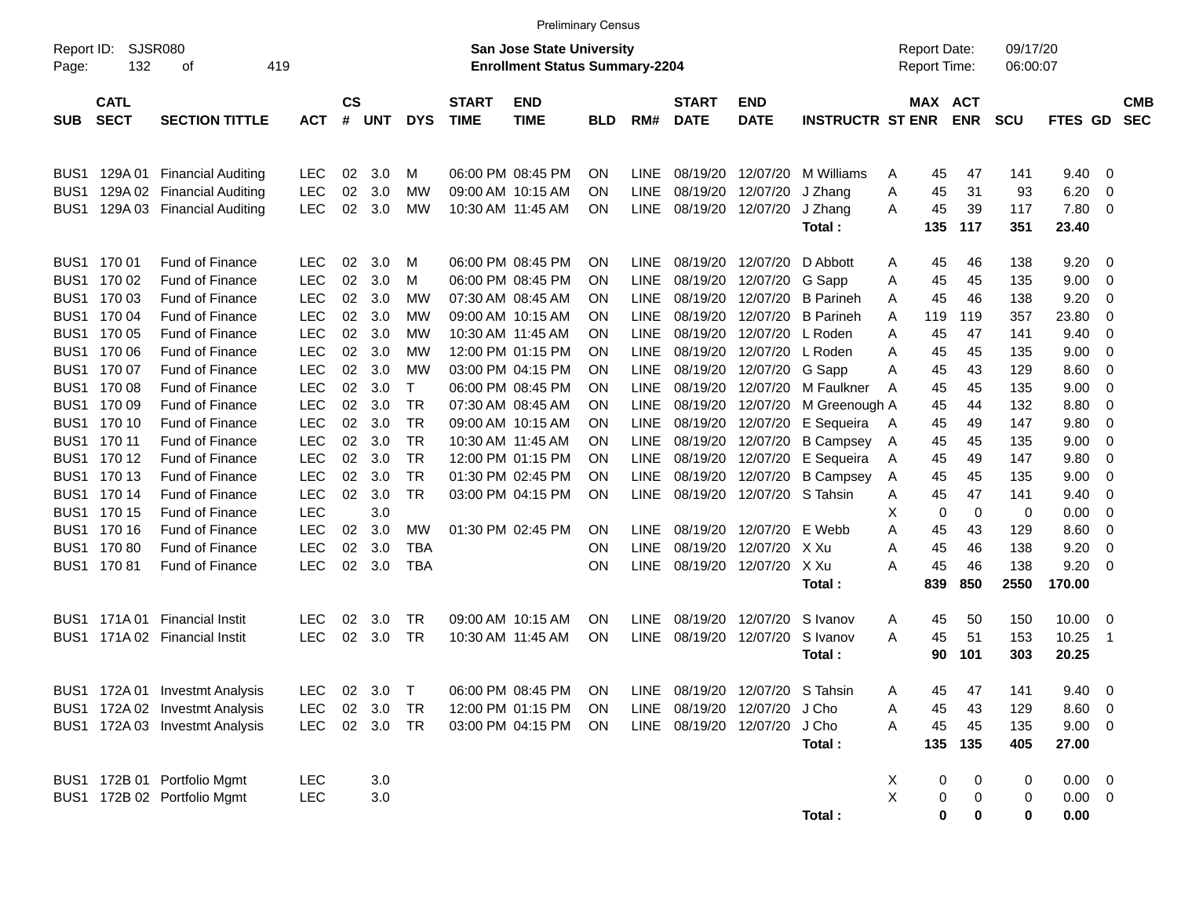Preliminary Census

Report ID: SJSR080
Page: 132 of 419

**San Jose State University**
**Enrollment Status Summary-2204**

Report Date: 09/17/20
Report Time: 06:00:07

| SUB | CATL SECT | SECTION TITTLE | ACT | CS # | UNT | DYS | START TIME | END TIME | BLD | RM# | START DATE | END DATE | INSTRUCTR | ST | MAX ENR | ACT ENR | SCU | FTES | GD | CMB SEC |
|---|---|---|---|---|---|---|---|---|---|---|---|---|---|---|---|---|---|---|---|---|
| BUS1 | 129A 01 | Financial Auditing | LEC | 02 | 3.0 | M | 06:00 PM | 08:45 PM | ON | LINE | 08/19/20 | 12/07/20 | M Williams | A | 45 | 47 | 141 | 9.40 | 0 | |
| BUS1 | 129A 02 | Financial Auditing | LEC | 02 | 3.0 | MW | 09:00 AM | 10:15 AM | ON | LINE | 08/19/20 | 12/07/20 | J Zhang | A | 45 | 31 | 93 | 6.20 | 0 | |
| BUS1 | 129A 03 | Financial Auditing | LEC | 02 | 3.0 | MW | 10:30 AM | 11:45 AM | ON | LINE | 08/19/20 | 12/07/20 | J Zhang | A | 45 | 39 | 117 | 7.80 | 0 | |
| | | | | | | | | | | | | | **Total :** | | **135** | **117** | **351** | **23.40** | | |
| BUS1 | 170 01 | Fund of Finance | LEC | 02 | 3.0 | M | 06:00 PM | 08:45 PM | ON | LINE | 08/19/20 | 12/07/20 | D Abbott | A | 45 | 46 | 138 | 9.20 | 0 | |
| BUS1 | 170 02 | Fund of Finance | LEC | 02 | 3.0 | M | 06:00 PM | 08:45 PM | ON | LINE | 08/19/20 | 12/07/20 | G Sapp | A | 45 | 45 | 135 | 9.00 | 0 | |
| BUS1 | 170 03 | Fund of Finance | LEC | 02 | 3.0 | MW | 07:30 AM | 08:45 AM | ON | LINE | 08/19/20 | 12/07/20 | B Parineh | A | 45 | 46 | 138 | 9.20 | 0 | |
| BUS1 | 170 04 | Fund of Finance | LEC | 02 | 3.0 | MW | 09:00 AM | 10:15 AM | ON | LINE | 08/19/20 | 12/07/20 | B Parineh | A | 119 | 119 | 357 | 23.80 | 0 | |
| BUS1 | 170 05 | Fund of Finance | LEC | 02 | 3.0 | MW | 10:30 AM | 11:45 AM | ON | LINE | 08/19/20 | 12/07/20 | L Roden | A | 45 | 47 | 141 | 9.40 | 0 | |
| BUS1 | 170 06 | Fund of Finance | LEC | 02 | 3.0 | MW | 12:00 PM | 01:15 PM | ON | LINE | 08/19/20 | 12/07/20 | L Roden | A | 45 | 45 | 135 | 9.00 | 0 | |
| BUS1 | 170 07 | Fund of Finance | LEC | 02 | 3.0 | MW | 03:00 PM | 04:15 PM | ON | LINE | 08/19/20 | 12/07/20 | G Sapp | A | 45 | 43 | 129 | 8.60 | 0 | |
| BUS1 | 170 08 | Fund of Finance | LEC | 02 | 3.0 | T | 06:00 PM | 08:45 PM | ON | LINE | 08/19/20 | 12/07/20 | M Faulkner | A | 45 | 45 | 135 | 9.00 | 0 | |
| BUS1 | 170 09 | Fund of Finance | LEC | 02 | 3.0 | TR | 07:30 AM | 08:45 AM | ON | LINE | 08/19/20 | 12/07/20 | M Greenough | A | 45 | 44 | 132 | 8.80 | 0 | |
| BUS1 | 170 10 | Fund of Finance | LEC | 02 | 3.0 | TR | 09:00 AM | 10:15 AM | ON | LINE | 08/19/20 | 12/07/20 | E Sequeira | A | 45 | 49 | 147 | 9.80 | 0 | |
| BUS1 | 170 11 | Fund of Finance | LEC | 02 | 3.0 | TR | 10:30 AM | 11:45 AM | ON | LINE | 08/19/20 | 12/07/20 | B Campsey | A | 45 | 45 | 135 | 9.00 | 0 | |
| BUS1 | 170 12 | Fund of Finance | LEC | 02 | 3.0 | TR | 12:00 PM | 01:15 PM | ON | LINE | 08/19/20 | 12/07/20 | E Sequeira | A | 45 | 49 | 147 | 9.80 | 0 | |
| BUS1 | 170 13 | Fund of Finance | LEC | 02 | 3.0 | TR | 01:30 PM | 02:45 PM | ON | LINE | 08/19/20 | 12/07/20 | B Campsey | A | 45 | 45 | 135 | 9.00 | 0 | |
| BUS1 | 170 14 | Fund of Finance | LEC | 02 | 3.0 | TR | 03:00 PM | 04:15 PM | ON | LINE | 08/19/20 | 12/07/20 | S Tahsin | A | 45 | 47 | 141 | 9.40 | 0 | |
| BUS1 | 170 15 | Fund of Finance | LEC | | 3.0 | | | | | | | | | X | 0 | 0 | 0 | 0.00 | 0 | |
| BUS1 | 170 16 | Fund of Finance | LEC | 02 | 3.0 | MW | 01:30 PM | 02:45 PM | ON | LINE | 08/19/20 | 12/07/20 | E Webb | A | 45 | 43 | 129 | 8.60 | 0 | |
| BUS1 | 170 80 | Fund of Finance | LEC | 02 | 3.0 | TBA | | | ON | LINE | 08/19/20 | 12/07/20 | X Xu | A | 45 | 46 | 138 | 9.20 | 0 | |
| BUS1 | 170 81 | Fund of Finance | LEC | 02 | 3.0 | TBA | | | ON | LINE | 08/19/20 | 12/07/20 | X Xu | A | 45 | 46 | 138 | 9.20 | 0 | |
| | | | | | | | | | | | | | **Total :** | | **839** | **850** | **2550** | **170.00** | | |
| BUS1 | 171A 01 | Financial Instit | LEC | 02 | 3.0 | TR | 09:00 AM | 10:15 AM | ON | LINE | 08/19/20 | 12/07/20 | S Ivanov | A | 45 | 50 | 150 | 10.00 | 0 | |
| BUS1 | 171A 02 | Financial Instit | LEC | 02 | 3.0 | TR | 10:30 AM | 11:45 AM | ON | LINE | 08/19/20 | 12/07/20 | S Ivanov | A | 45 | 51 | 153 | 10.25 | 1 | |
| | | | | | | | | | | | | | **Total :** | | **90** | **101** | **303** | **20.25** | | |
| BUS1 | 172A 01 | Investmt Analysis | LEC | 02 | 3.0 | T | 06:00 PM | 08:45 PM | ON | LINE | 08/19/20 | 12/07/20 | S Tahsin | A | 45 | 47 | 141 | 9.40 | 0 | |
| BUS1 | 172A 02 | Investmt Analysis | LEC | 02 | 3.0 | TR | 12:00 PM | 01:15 PM | ON | LINE | 08/19/20 | 12/07/20 | J Cho | A | 45 | 43 | 129 | 8.60 | 0 | |
| BUS1 | 172A 03 | Investmt Analysis | LEC | 02 | 3.0 | TR | 03:00 PM | 04:15 PM | ON | LINE | 08/19/20 | 12/07/20 | J Cho | A | 45 | 45 | 135 | 9.00 | 0 | |
| | | | | | | | | | | | | | **Total :** | | **135** | **135** | **405** | **27.00** | | |
| BUS1 | 172B 01 | Portfolio Mgmt | LEC | | 3.0 | | | | | | | | | X | 0 | 0 | 0 | 0.00 | 0 | |
| BUS1 | 172B 02 | Portfolio Mgmt | LEC | | 3.0 | | | | | | | | | X | 0 | 0 | 0 | 0.00 | 0 | |
| | | | | | | | | | | | | | **Total :** | | **0** | **0** | **0** | **0.00** | | |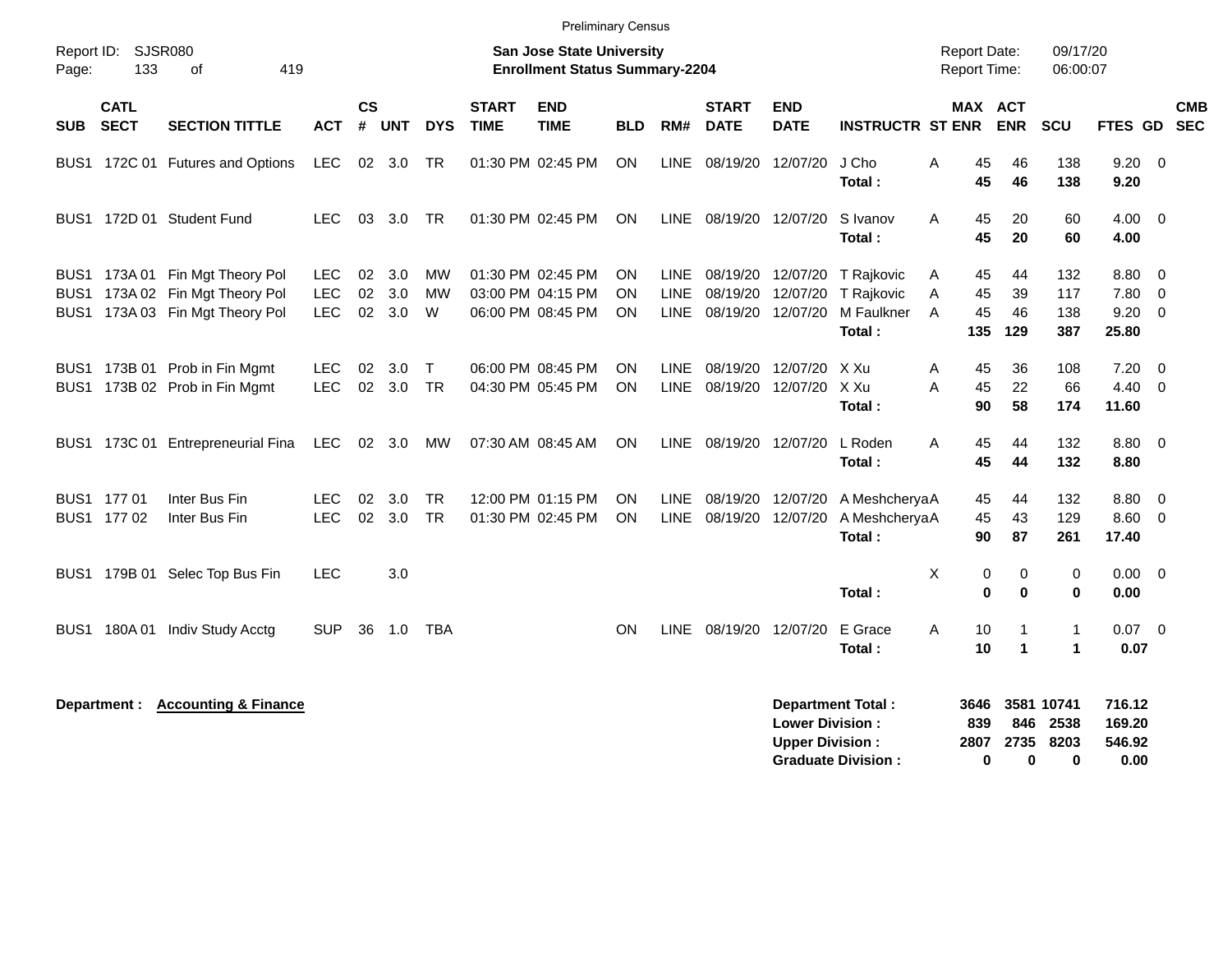Preliminary Census

Report ID: SJSR080

**San Jose State University**
**Enrollment Status Summary-2204**

Report Date: 09/17/20
Report Time: 06:00:07

| SUB | CATL SECT | SECTION TITTLE | ACT | CS # | UNT | DYS | START TIME | END TIME | BLD | RM# | START DATE | END DATE | INSTRUCTR | ST | MAX ENR | ACT ENR | SCU | FTES | GD | CMB SEC |
|---|---|---|---|---|---|---|---|---|---|---|---|---|---|---|---|---|---|---|---|---|
| BUS1 | 172C 01 | Futures and Options | LEC | 02 | 3.0 | TR | 01:30 PM | 02:45 PM | ON | LINE | 08/19/20 | 12/07/20 | J Cho | A | 45 | 46 | 138 | 9.20 | 0 | |
| | | | | | | | | | | | | | **Total :** | | **45** | **46** | **138** | **9.20** | | |
| BUS1 | 172D 01 | Student Fund | LEC | 03 | 3.0 | TR | 01:30 PM | 02:45 PM | ON | LINE | 08/19/20 | 12/07/20 | S Ivanov | A | 45 | 20 | 60 | 4.00 | 0 | |
| | | | | | | | | | | | | | **Total :** | | **45** | **20** | **60** | **4.00** | | |
| BUS1 | 173A 01 | Fin Mgt Theory Pol | LEC | 02 | 3.0 | MW | 01:30 PM | 02:45 PM | ON | LINE | 08/19/20 | 12/07/20 | T Rajkovic | A | 45 | 44 | 132 | 8.80 | 0 | |
| BUS1 | 173A 02 | Fin Mgt Theory Pol | LEC | 02 | 3.0 | MW | 03:00 PM | 04:15 PM | ON | LINE | 08/19/20 | 12/07/20 | T Rajkovic | A | 45 | 39 | 117 | 7.80 | 0 | |
| BUS1 | 173A 03 | Fin Mgt Theory Pol | LEC | 02 | 3.0 | W | 06:00 PM | 08:45 PM | ON | LINE | 08/19/20 | 12/07/20 | M Faulkner | A | 45 | 46 | 138 | 9.20 | 0 | |
| | | | | | | | | | | | | | **Total :** | | **135** | **129** | **387** | **25.80** | | |
| BUS1 | 173B 01 | Prob in Fin Mgmt | LEC | 02 | 3.0 | T | 06:00 PM | 08:45 PM | ON | LINE | 08/19/20 | 12/07/20 | X Xu | A | 45 | 36 | 108 | 7.20 | 0 | |
| BUS1 | 173B 02 | Prob in Fin Mgmt | LEC | 02 | 3.0 | TR | 04:30 PM | 05:45 PM | ON | LINE | 08/19/20 | 12/07/20 | X Xu | A | 45 | 22 | 66 | 4.40 | 0 | |
| | | | | | | | | | | | | | **Total :** | | **90** | **58** | **174** | **11.60** | | |
| BUS1 | 173C 01 | Entrepreneurial Fina | LEC | 02 | 3.0 | MW | 07:30 AM | 08:45 AM | ON | LINE | 08/19/20 | 12/07/20 | L Roden | A | 45 | 44 | 132 | 8.80 | 0 | |
| | | | | | | | | | | | | | **Total :** | | **45** | **44** | **132** | **8.80** | | |
| BUS1 | 177 01 | Inter Bus Fin | LEC | 02 | 3.0 | TR | 12:00 PM | 01:15 PM | ON | LINE | 08/19/20 | 12/07/20 | A Meshcherya | A | 45 | 44 | 132 | 8.80 | 0 | |
| BUS1 | 177 02 | Inter Bus Fin | LEC | 02 | 3.0 | TR | 01:30 PM | 02:45 PM | ON | LINE | 08/19/20 | 12/07/20 | A Meshcherya | A | 45 | 43 | 129 | 8.60 | 0 | |
| | | | | | | | | | | | | | **Total :** | | **90** | **87** | **261** | **17.40** | | |
| BUS1 | 179B 01 | Selec Top Bus Fin | LEC | | 3.0 | | | | | | | | | X | 0 | 0 | 0 | 0.00 | 0 | |
| | | | | | | | | | | | | | **Total :** | | **0** | **0** | **0** | **0.00** | | |
| BUS1 | 180A 01 | Indiv Study Acctg | SUP | 36 | 1.0 | TBA | | | ON | LINE | 08/19/20 | 12/07/20 | E Grace | A | 10 | 1 | 1 | 0.07 | 0 | |
| | | | | | | | | | | | | | **Total :** | | **10** | **1** | **1** | **0.07** | | |

**Department : Accounting & Finance**

| | MAX ENR | ACT ENR | SCU | FTES |
|---|---|---|---|---|
| **Department Total :** | **3646** | **3581** | **10741** | **716.12** |
| **Lower Division :** | **839** | **846** | **2538** | **169.20** |
| **Upper Division :** | **2807** | **2735** | **8203** | **546.92** |
| **Graduate Division :** | **0** | **0** | **0** | **0.00** |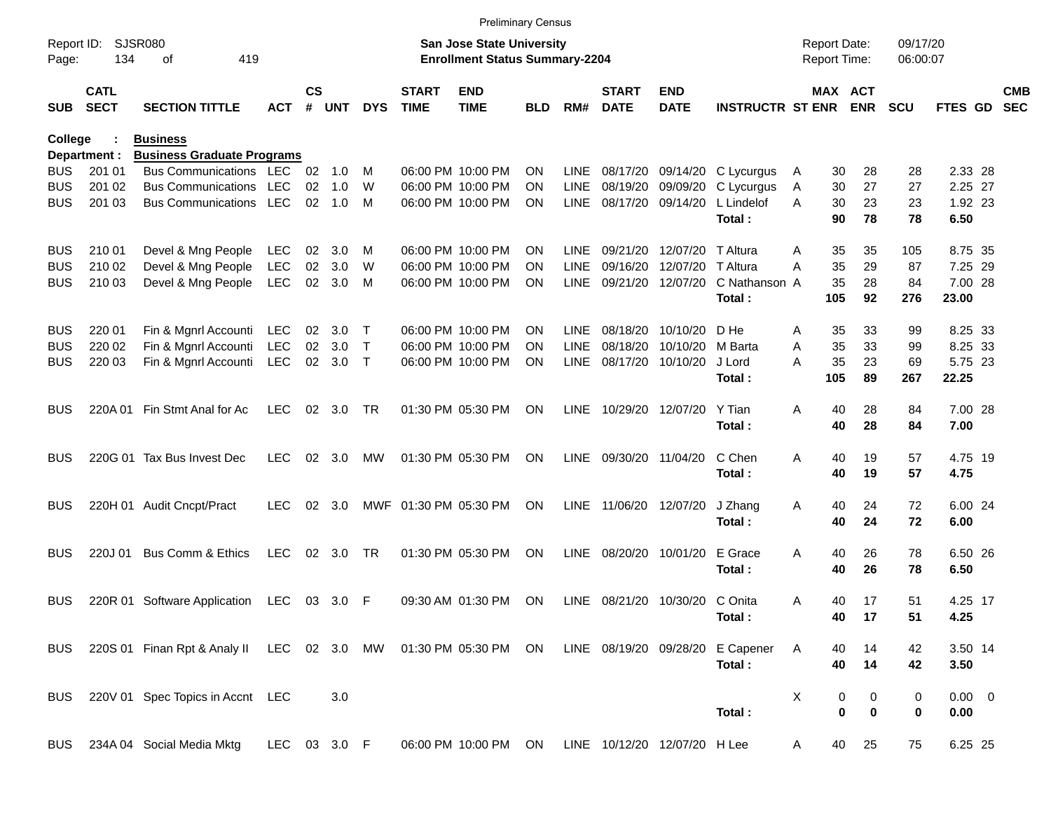Preliminary Census

Report ID: SJSR080 
Page: 134 of 419

**San Jose State University**
**Enrollment Status Summary-2204**

Report Date: 09/17/20
Report Time: 06:00:07

**College : Business**
**Department : Business Graduate Programs**

| SUB | CATL SECT | SECTION TITTLE | ACT | CS # | UNT | DYS | START TIME | END TIME | BLD | RM# | START DATE | END DATE | INSTRUCTR | ST | MAX ENR | ACT ENR | SCU | FTES | GD | CMB SEC |
|---|---|---|---|---|---|---|---|---|---|---|---|---|---|---|---|---|---|---|---|---|
| BUS | 201 01 | Bus Communications | LEC | 02 | 1.0 | M | 06:00 PM | 10:00 PM | ON | LINE | 08/17/20 | 09/14/20 | C Lycurgus | A | 30 | 28 | 28 | 2.33 | 28 | |
| BUS | 201 02 | Bus Communications | LEC | 02 | 1.0 | W | 06:00 PM | 10:00 PM | ON | LINE | 08/19/20 | 09/09/20 | C Lycurgus | A | 30 | 27 | 27 | 2.25 | 27 | |
| BUS | 201 03 | Bus Communications | LEC | 02 | 1.0 | M | 06:00 PM | 10:00 PM | ON | LINE | 08/17/20 | 09/14/20 | L Lindelof | A | 30 | 23 | 23 | 1.92 | 23 | |
| | | | | | | | | | | | | | **Total :** | | **90** | **78** | **78** | **6.50** | | |
| BUS | 210 01 | Devel & Mng People | LEC | 02 | 3.0 | M | 06:00 PM | 10:00 PM | ON | LINE | 09/21/20 | 12/07/20 | T Altura | A | 35 | 35 | 105 | 8.75 | 35 | |
| BUS | 210 02 | Devel & Mng People | LEC | 02 | 3.0 | W | 06:00 PM | 10:00 PM | ON | LINE | 09/16/20 | 12/07/20 | T Altura | A | 35 | 29 | 87 | 7.25 | 29 | |
| BUS | 210 03 | Devel & Mng People | LEC | 02 | 3.0 | M | 06:00 PM | 10:00 PM | ON | LINE | 09/21/20 | 12/07/20 | C Nathanson | A | 35 | 28 | 84 | 7.00 | 28 | |
| | | | | | | | | | | | | | **Total :** | | **105** | **92** | **276** | **23.00** | | |
| BUS | 220 01 | Fin & Mgnrl Accounti | LEC | 02 | 3.0 | T | 06:00 PM | 10:00 PM | ON | LINE | 08/18/20 | 10/10/20 | D He | A | 35 | 33 | 99 | 8.25 | 33 | |
| BUS | 220 02 | Fin & Mgnrl Accounti | LEC | 02 | 3.0 | T | 06:00 PM | 10:00 PM | ON | LINE | 08/18/20 | 10/10/20 | M Barta | A | 35 | 33 | 99 | 8.25 | 33 | |
| BUS | 220 03 | Fin & Mgnrl Accounti | LEC | 02 | 3.0 | T | 06:00 PM | 10:00 PM | ON | LINE | 08/17/20 | 10/10/20 | J Lord | A | 35 | 23 | 69 | 5.75 | 23 | |
| | | | | | | | | | | | | | **Total :** | | **105** | **89** | **267** | **22.25** | | |
| BUS | 220A 01 | Fin Stmt Anal for Ac | LEC | 02 | 3.0 | TR | 01:30 PM | 05:30 PM | ON | LINE | 10/29/20 | 12/07/20 | Y Tian | A | 40 | 28 | 84 | 7.00 | 28 | |
| | | | | | | | | | | | | | **Total :** | | **40** | **28** | **84** | **7.00** | | |
| BUS | 220G 01 | Tax Bus Invest Dec | LEC | 02 | 3.0 | MW | 01:30 PM | 05:30 PM | ON | LINE | 09/30/20 | 11/04/20 | C Chen | A | 40 | 19 | 57 | 4.75 | 19 | |
| | | | | | | | | | | | | | **Total :** | | **40** | **19** | **57** | **4.75** | | |
| BUS | 220H 01 | Audit Cncpt/Pract | LEC | 02 | 3.0 | MWF | 01:30 PM | 05:30 PM | ON | LINE | 11/06/20 | 12/07/20 | J Zhang | A | 40 | 24 | 72 | 6.00 | 24 | |
| | | | | | | | | | | | | | **Total :** | | **40** | **24** | **72** | **6.00** | | |
| BUS | 220J 01 | Bus Comm & Ethics | LEC | 02 | 3.0 | TR | 01:30 PM | 05:30 PM | ON | LINE | 08/20/20 | 10/01/20 | E Grace | A | 40 | 26 | 78 | 6.50 | 26 | |
| | | | | | | | | | | | | | **Total :** | | **40** | **26** | **78** | **6.50** | | |
| BUS | 220R 01 | Software Application | LEC | 03 | 3.0 | F | 09:30 AM | 01:30 PM | ON | LINE | 08/21/20 | 10/30/20 | C Onita | A | 40 | 17 | 51 | 4.25 | 17 | |
| | | | | | | | | | | | | | **Total :** | | **40** | **17** | **51** | **4.25** | | |
| BUS | 220S 01 | Finan Rpt & Analy II | LEC | 02 | 3.0 | MW | 01:30 PM | 05:30 PM | ON | LINE | 08/19/20 | 09/28/20 | E Capener | A | 40 | 14 | 42 | 3.50 | 14 | |
| | | | | | | | | | | | | | **Total :** | | **40** | **14** | **42** | **3.50** | | |
| BUS | 220V 01 | Spec Topics in Accnt | LEC | | 3.0 | | | | | | | | | X | 0 | 0 | 0 | 0.00 | 0 | |
| | | | | | | | | | | | | | **Total :** | | **0** | **0** | **0** | **0.00** | | |
| BUS | 234A 04 | Social Media Mktg | LEC | 03 | 3.0 | F | 06:00 PM | 10:00 PM | ON | LINE | 10/12/20 | 12/07/20 | H Lee | A | 40 | 25 | 75 | 6.25 | 25 | |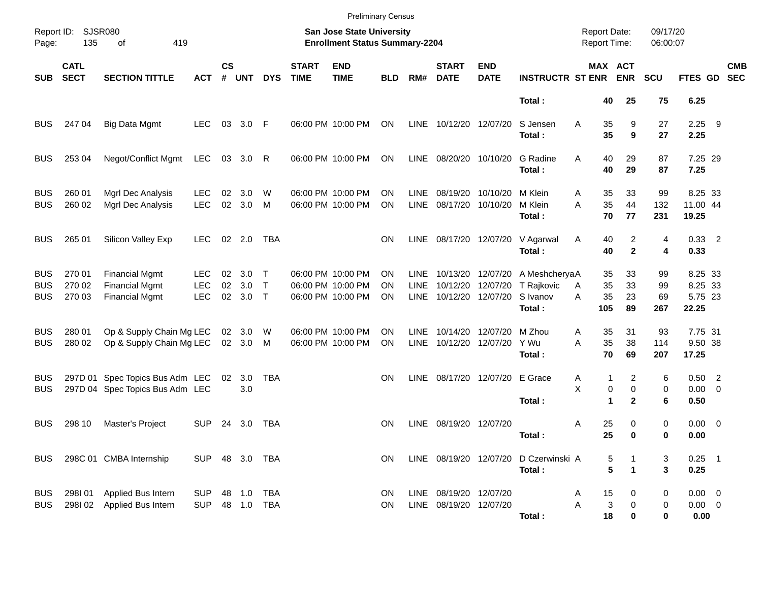Preliminary Census

Report ID: SJSR080
Page: 135 of 419

**San Jose State University**
**Enrollment Status Summary-2204**

Report Date: 09/17/20
Report Time: 06:00:07

| SUB | CATL SECT | SECTION TITTLE | ACT | CS # | UNT | DYS | START TIME | END TIME | BLD | RM# | START DATE | END DATE | INSTRUCTR | ST | MAX ENR | ACT ENR | SCU | FTES | GD | CMB SEC |
|---|---|---|---|---|---|---|---|---|---|---|---|---|---|---|---|---|---|---|---|---|
| | | | | | | | | | | | | | **Total :** | | **40** | **25** | **75** | **6.25** | | |
| BUS | 247 04 | Big Data Mgmt | LEC | 03 | 3.0 | F | 06:00 PM | 10:00 PM | ON | LINE | 10/12/20 | 12/07/20 | S Jensen | A | 35 | 9 | 27 | 2.25 | 9 | |
| | | | | | | | | | | | | | **Total :** | | **35** | **9** | **27** | **2.25** | | |
| BUS | 253 04 | Negot/Conflict Mgmt | LEC | 03 | 3.0 | R | 06:00 PM | 10:00 PM | ON | LINE | 08/20/20 | 10/10/20 | G Radine | A | 40 | 29 | 87 | 7.25 | 29 | |
| | | | | | | | | | | | | | **Total :** | | **40** | **29** | **87** | **7.25** | | |
| BUS | 260 01 | Mgrl Dec Analysis | LEC | 02 | 3.0 | W | 06:00 PM | 10:00 PM | ON | LINE | 08/19/20 | 10/10/20 | M Klein | A | 35 | 33 | 99 | 8.25 | 33 | |
| BUS | 260 02 | Mgrl Dec Analysis | LEC | 02 | 3.0 | M | 06:00 PM | 10:00 PM | ON | LINE | 08/17/20 | 10/10/20 | M Klein | A | 35 | 44 | 132 | 11.00 | 44 | |
| | | | | | | | | | | | | | **Total :** | | **70** | **77** | **231** | **19.25** | | |
| BUS | 265 01 | Silicon Valley Exp | LEC | 02 | 2.0 | TBA | | | ON | LINE | 08/17/20 | 12/07/20 | V Agarwal | A | 40 | 2 | 4 | 0.33 | 2 | |
| | | | | | | | | | | | | | **Total :** | | **40** | **2** | **4** | **0.33** | | |
| BUS | 270 01 | Financial Mgmt | LEC | 02 | 3.0 | T | 06:00 PM | 10:00 PM | ON | LINE | 10/13/20 | 12/07/20 | A Meshcherya | A | 35 | 33 | 99 | 8.25 | 33 | |
| BUS | 270 02 | Financial Mgmt | LEC | 02 | 3.0 | T | 06:00 PM | 10:00 PM | ON | LINE | 10/12/20 | 12/07/20 | T Rajkovic | A | 35 | 33 | 99 | 8.25 | 33 | |
| BUS | 270 03 | Financial Mgmt | LEC | 02 | 3.0 | T | 06:00 PM | 10:00 PM | ON | LINE | 10/12/20 | 12/07/20 | S Ivanov | A | 35 | 23 | 69 | 5.75 | 23 | |
| | | | | | | | | | | | | | **Total :** | | **105** | **89** | **267** | **22.25** | | |
| BUS | 280 01 | Op & Supply Chain Mg | LEC | 02 | 3.0 | W | 06:00 PM | 10:00 PM | ON | LINE | 10/14/20 | 12/07/20 | M Zhou | A | 35 | 31 | 93 | 7.75 | 31 | |
| BUS | 280 02 | Op & Supply Chain Mg | LEC | 02 | 3.0 | M | 06:00 PM | 10:00 PM | ON | LINE | 10/12/20 | 12/07/20 | Y Wu | A | 35 | 38 | 114 | 9.50 | 38 | |
| | | | | | | | | | | | | | **Total :** | | **70** | **69** | **207** | **17.25** | | |
| BUS | 297D 01 | Spec Topics Bus Adm | LEC | 02 | 3.0 | TBA | | | ON | LINE | 08/17/20 | 12/07/20 | E Grace | A | 1 | 2 | 6 | 0.50 | 2 | |
| BUS | 297D 04 | Spec Topics Bus Adm | LEC | | 3.0 | | | | | | | | | X | 0 | 0 | 0 | 0.00 | 0 | |
| | | | | | | | | | | | | | **Total :** | | **1** | **2** | **6** | **0.50** | | |
| BUS | 298 10 | Master's Project | SUP | 24 | 3.0 | TBA | | | ON | LINE | 08/19/20 | 12/07/20 | | A | 25 | 0 | 0 | 0.00 | 0 | |
| | | | | | | | | | | | | | **Total :** | | **25** | **0** | **0** | **0.00** | | |
| BUS | 298C 01 | CMBA Internship | SUP | 48 | 3.0 | TBA | | | ON | LINE | 08/19/20 | 12/07/20 | D Czerwinski | A | 5 | 1 | 3 | 0.25 | 1 | |
| | | | | | | | | | | | | | **Total :** | | **5** | **1** | **3** | **0.25** | | |
| BUS | 298I 01 | Applied Bus Intern | SUP | 48 | 1.0 | TBA | | | ON | LINE | 08/19/20 | 12/07/20 | | A | 15 | 0 | 0 | 0.00 | 0 | |
| BUS | 298I 02 | Applied Bus Intern | SUP | 48 | 1.0 | TBA | | | ON | LINE | 08/19/20 | 12/07/20 | | A | 3 | 0 | 0 | 0.00 | 0 | |
| | | | | | | | | | | | | | **Total :** | | **18** | **0** | **0** | **0.00** | | |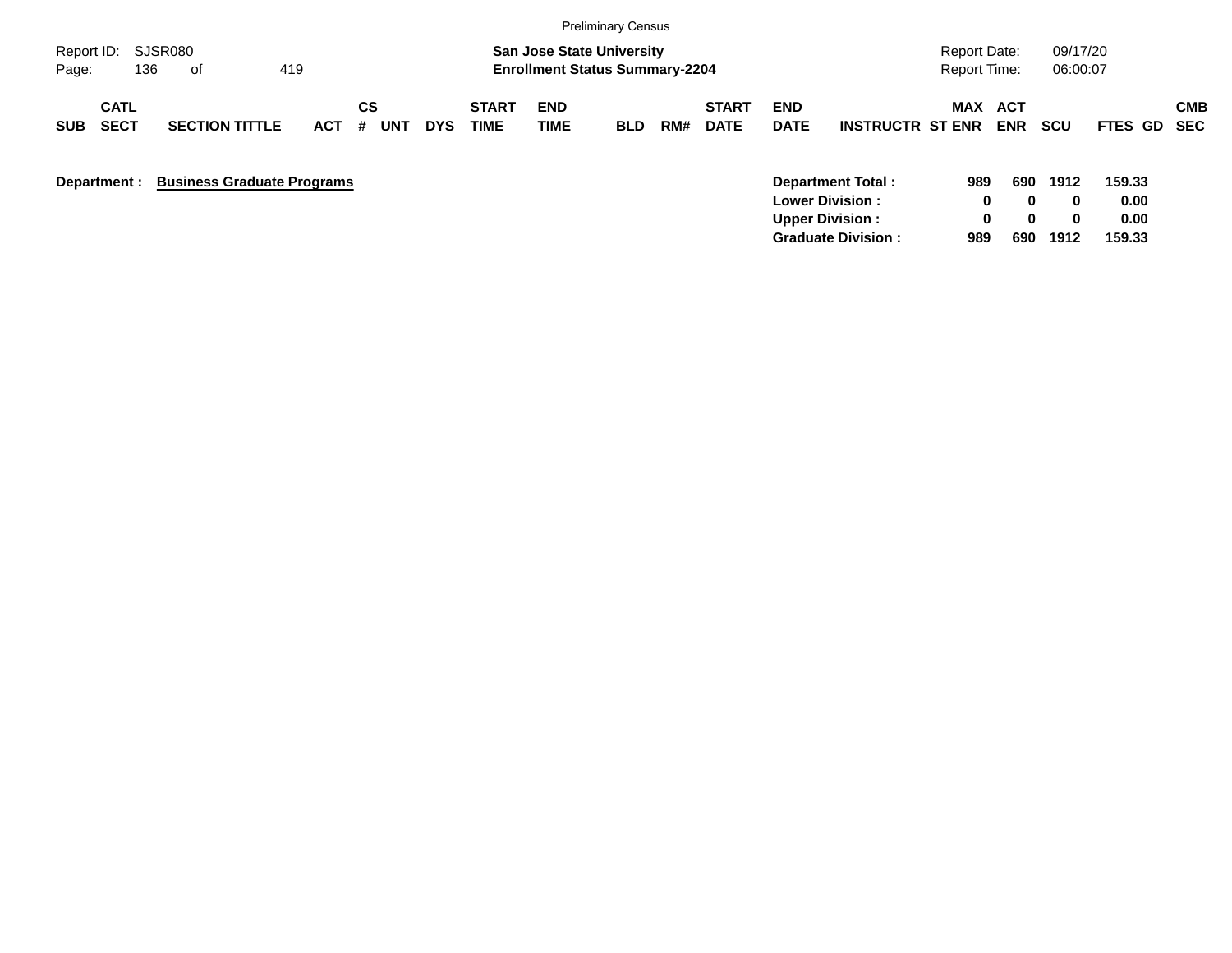Preliminary Census

Report ID: SJSR080

**San Jose State University**
**Enrollment Status Summary-2204**

Report Date: 09/17/20
Report Time: 06:00:07

| SUB | CATL SECT | SECTION TITTLE | ACT | CS # | UNT | DYS | START TIME | END TIME | BLD | RM# | START DATE | END DATE | INSTRUCTR | ST | MAX ENR | ACT ENR | SCU | FTES | GD | CMB SEC |
|---|---|---|---|---|---|---|---|---|---|---|---|---|---|---|---|---|---|---|---|---|

**Department :** **Business Graduate Programs**

| | MAX ENR | ACT ENR | SCU | FTES |
|---|---|---|---|---|
| **Department Total :** | **989** | **690** | **1912** | **159.33** |
| **Lower Division :** | **0** | **0** | **0** | **0.00** |
| **Upper Division :** | **0** | **0** | **0** | **0.00** |
| **Graduate Division :** | **989** | **690** | **1912** | **159.33** |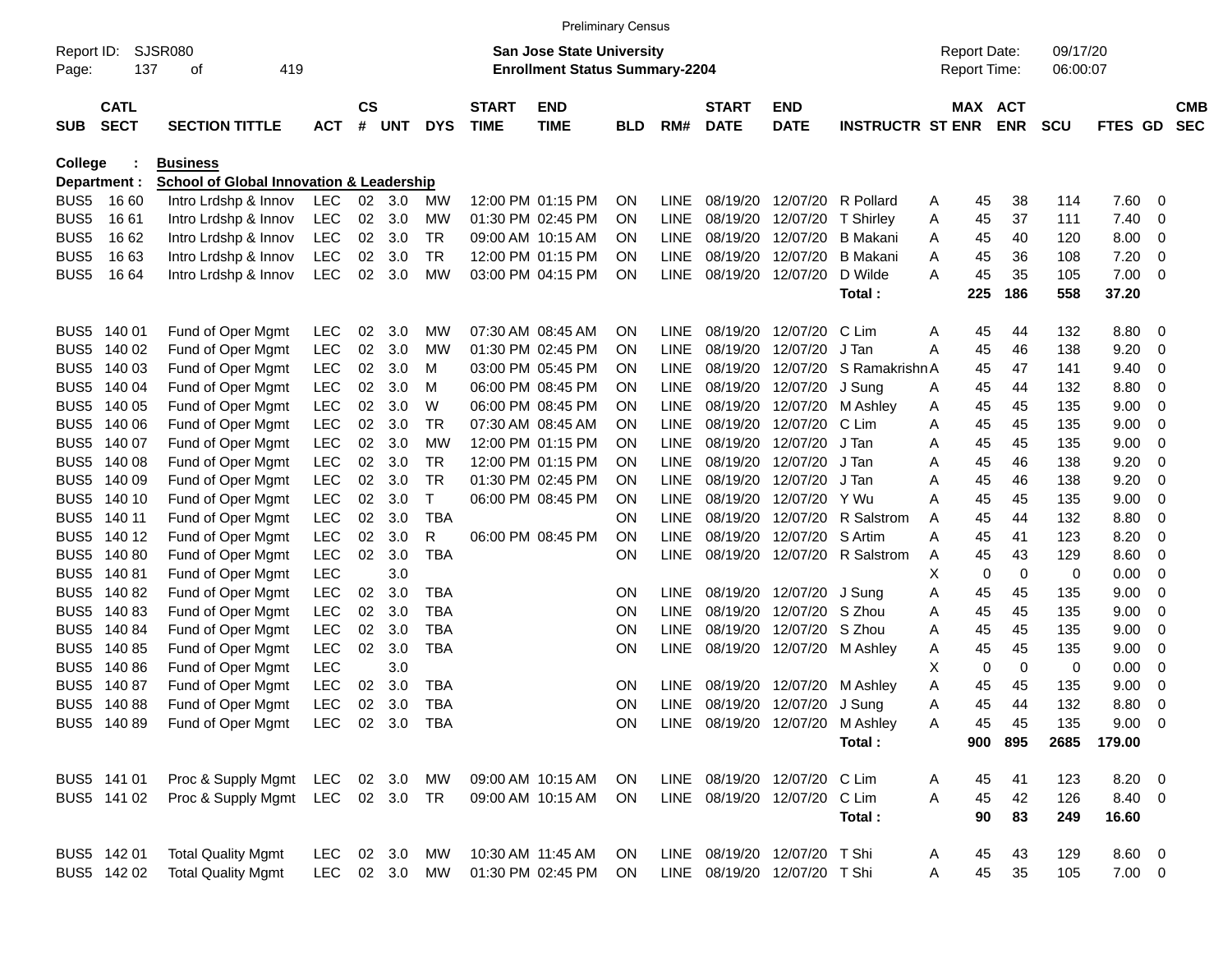Preliminary Census

Report ID: SJSR080
**San Jose State University**
**Enrollment Status Summary-2204**
Report Date: 09/17/20
Report Time: 06:00:07

| SUB | CATL SECT | SECTION TITTLE | ACT | CS # | UNT | DYS | START TIME | END TIME | BLD | RM# | START DATE | END DATE | INSTRUCTR | ST | MAX ENR | ACT ENR | SCU | FTES | GD | CMB SEC |
|---|---|---|---|---|---|---|---|---|---|---|---|---|---|---|---|---|---|---|---|---|
| **College :** | | **Business** | | | | | | | | | | | | | | | | | | |
| **Department :** | | **School of Global Innovation & Leadership** | | | | | | | | | | | | | | | | | | |
| BUS5 | 16 60 | Intro Lrdshp & Innov | LEC | 02 | 3.0 | MW | 12:00 PM | 01:15 PM | ON | LINE | 08/19/20 | 12/07/20 | R Pollard | A | 45 | 38 | 114 | 7.60 | 0 | |
| BUS5 | 16 61 | Intro Lrdshp & Innov | LEC | 02 | 3.0 | MW | 01:30 PM | 02:45 PM | ON | LINE | 08/19/20 | 12/07/20 | T Shirley | A | 45 | 37 | 111 | 7.40 | 0 | |
| BUS5 | 16 62 | Intro Lrdshp & Innov | LEC | 02 | 3.0 | TR | 09:00 AM | 10:15 AM | ON | LINE | 08/19/20 | 12/07/20 | B Makani | A | 45 | 40 | 120 | 8.00 | 0 | |
| BUS5 | 16 63 | Intro Lrdshp & Innov | LEC | 02 | 3.0 | TR | 12:00 PM | 01:15 PM | ON | LINE | 08/19/20 | 12/07/20 | B Makani | A | 45 | 36 | 108 | 7.20 | 0 | |
| BUS5 | 16 64 | Intro Lrdshp & Innov | LEC | 02 | 3.0 | MW | 03:00 PM | 04:15 PM | ON | LINE | 08/19/20 | 12/07/20 | D Wilde | A | 45 | 35 | 105 | 7.00 | 0 | |
| | | | | | | | | | | | | | **Total :** | | **225** | **186** | **558** | **37.20** | | |
| BUS5 | 140 01 | Fund of Oper Mgmt | LEC | 02 | 3.0 | MW | 07:30 AM | 08:45 AM | ON | LINE | 08/19/20 | 12/07/20 | C Lim | A | 45 | 44 | 132 | 8.80 | 0 | |
| BUS5 | 140 02 | Fund of Oper Mgmt | LEC | 02 | 3.0 | MW | 01:30 PM | 02:45 PM | ON | LINE | 08/19/20 | 12/07/20 | J Tan | A | 45 | 46 | 138 | 9.20 | 0 | |
| BUS5 | 140 03 | Fund of Oper Mgmt | LEC | 02 | 3.0 | M | 03:00 PM | 05:45 PM | ON | LINE | 08/19/20 | 12/07/20 | S Ramakrishn | A | 45 | 47 | 141 | 9.40 | 0 | |
| BUS5 | 140 04 | Fund of Oper Mgmt | LEC | 02 | 3.0 | M | 06:00 PM | 08:45 PM | ON | LINE | 08/19/20 | 12/07/20 | J Sung | A | 45 | 44 | 132 | 8.80 | 0 | |
| BUS5 | 140 05 | Fund of Oper Mgmt | LEC | 02 | 3.0 | W | 06:00 PM | 08:45 PM | ON | LINE | 08/19/20 | 12/07/20 | M Ashley | A | 45 | 45 | 135 | 9.00 | 0 | |
| BUS5 | 140 06 | Fund of Oper Mgmt | LEC | 02 | 3.0 | TR | 07:30 AM | 08:45 AM | ON | LINE | 08/19/20 | 12/07/20 | C Lim | A | 45 | 45 | 135 | 9.00 | 0 | |
| BUS5 | 140 07 | Fund of Oper Mgmt | LEC | 02 | 3.0 | MW | 12:00 PM | 01:15 PM | ON | LINE | 08/19/20 | 12/07/20 | J Tan | A | 45 | 45 | 135 | 9.00 | 0 | |
| BUS5 | 140 08 | Fund of Oper Mgmt | LEC | 02 | 3.0 | TR | 12:00 PM | 01:15 PM | ON | LINE | 08/19/20 | 12/07/20 | J Tan | A | 45 | 46 | 138 | 9.20 | 0 | |
| BUS5 | 140 09 | Fund of Oper Mgmt | LEC | 02 | 3.0 | TR | 01:30 PM | 02:45 PM | ON | LINE | 08/19/20 | 12/07/20 | J Tan | A | 45 | 46 | 138 | 9.20 | 0 | |
| BUS5 | 140 10 | Fund of Oper Mgmt | LEC | 02 | 3.0 | T | 06:00 PM | 08:45 PM | ON | LINE | 08/19/20 | 12/07/20 | Y Wu | A | 45 | 45 | 135 | 9.00 | 0 | |
| BUS5 | 140 11 | Fund of Oper Mgmt | LEC | 02 | 3.0 | TBA | | | ON | LINE | 08/19/20 | 12/07/20 | R Salstrom | A | 45 | 44 | 132 | 8.80 | 0 | |
| BUS5 | 140 12 | Fund of Oper Mgmt | LEC | 02 | 3.0 | R | 06:00 PM | 08:45 PM | ON | LINE | 08/19/20 | 12/07/20 | S Artim | A | 45 | 41 | 123 | 8.20 | 0 | |
| BUS5 | 140 80 | Fund of Oper Mgmt | LEC | 02 | 3.0 | TBA | | | ON | LINE | 08/19/20 | 12/07/20 | R Salstrom | A | 45 | 43 | 129 | 8.60 | 0 | |
| BUS5 | 140 81 | Fund of Oper Mgmt | LEC | | 3.0 | | | | | | | | | X | 0 | 0 | 0 | 0.00 | 0 | |
| BUS5 | 140 82 | Fund of Oper Mgmt | LEC | 02 | 3.0 | TBA | | | ON | LINE | 08/19/20 | 12/07/20 | J Sung | A | 45 | 45 | 135 | 9.00 | 0 | |
| BUS5 | 140 83 | Fund of Oper Mgmt | LEC | 02 | 3.0 | TBA | | | ON | LINE | 08/19/20 | 12/07/20 | S Zhou | A | 45 | 45 | 135 | 9.00 | 0 | |
| BUS5 | 140 84 | Fund of Oper Mgmt | LEC | 02 | 3.0 | TBA | | | ON | LINE | 08/19/20 | 12/07/20 | S Zhou | A | 45 | 45 | 135 | 9.00 | 0 | |
| BUS5 | 140 85 | Fund of Oper Mgmt | LEC | 02 | 3.0 | TBA | | | ON | LINE | 08/19/20 | 12/07/20 | M Ashley | A | 45 | 45 | 135 | 9.00 | 0 | |
| BUS5 | 140 86 | Fund of Oper Mgmt | LEC | | 3.0 | | | | | | | | | X | 0 | 0 | 0 | 0.00 | 0 | |
| BUS5 | 140 87 | Fund of Oper Mgmt | LEC | 02 | 3.0 | TBA | | | ON | LINE | 08/19/20 | 12/07/20 | M Ashley | A | 45 | 45 | 135 | 9.00 | 0 | |
| BUS5 | 140 88 | Fund of Oper Mgmt | LEC | 02 | 3.0 | TBA | | | ON | LINE | 08/19/20 | 12/07/20 | J Sung | A | 45 | 44 | 132 | 8.80 | 0 | |
| BUS5 | 140 89 | Fund of Oper Mgmt | LEC | 02 | 3.0 | TBA | | | ON | LINE | 08/19/20 | 12/07/20 | M Ashley | A | 45 | 45 | 135 | 9.00 | 0 | |
| | | | | | | | | | | | | | **Total :** | | **900** | **895** | **2685** | **179.00** | | |
| BUS5 | 141 01 | Proc & Supply Mgmt | LEC | 02 | 3.0 | MW | 09:00 AM | 10:15 AM | ON | LINE | 08/19/20 | 12/07/20 | C Lim | A | 45 | 41 | 123 | 8.20 | 0 | |
| BUS5 | 141 02 | Proc & Supply Mgmt | LEC | 02 | 3.0 | TR | 09:00 AM | 10:15 AM | ON | LINE | 08/19/20 | 12/07/20 | C Lim | A | 45 | 42 | 126 | 8.40 | 0 | |
| | | | | | | | | | | | | | **Total :** | | **90** | **83** | **249** | **16.60** | | |
| BUS5 | 142 01 | Total Quality Mgmt | LEC | 02 | 3.0 | MW | 10:30 AM | 11:45 AM | ON | LINE | 08/19/20 | 12/07/20 | T Shi | A | 45 | 43 | 129 | 8.60 | 0 | |
| BUS5 | 142 02 | Total Quality Mgmt | LEC | 02 | 3.0 | MW | 01:30 PM | 02:45 PM | ON | LINE | 08/19/20 | 12/07/20 | T Shi | A | 45 | 35 | 105 | 7.00 | 0 | |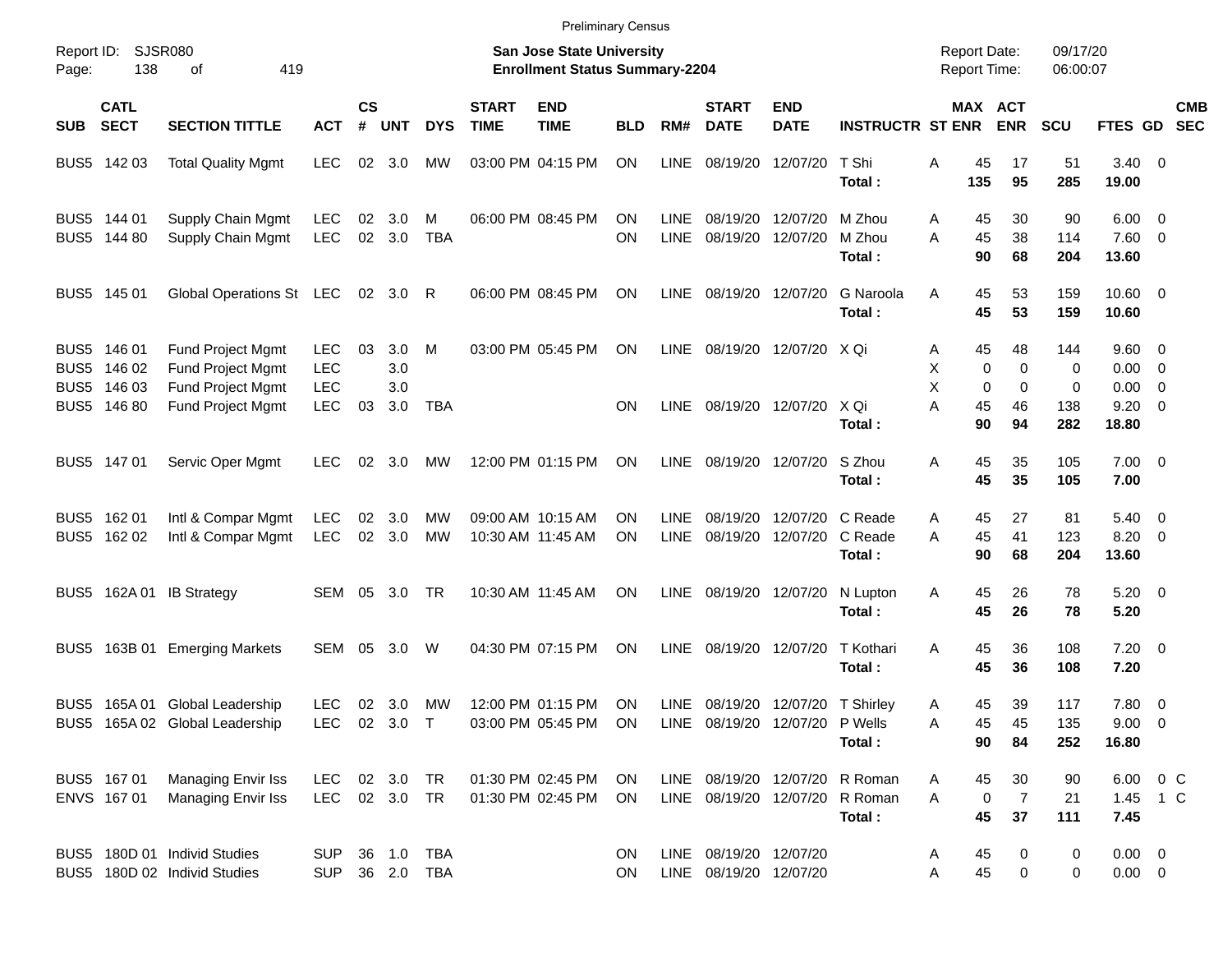Preliminary Census

Report ID: SJSR080
Page: 138 of 419

**San Jose State University**
**Enrollment Status Summary-2204**

Report Date: 09/17/20
Report Time: 06:00:07

| SUB | CATL SECT | SECTION TITTLE | ACT | CS # | UNT | DYS | START TIME | END TIME | BLD | RM# | START DATE | END DATE | INSTRUCTR | ST | MAX ENR | ACT ENR | SCU | FTES | GD | CMB SEC |
|---|---|---|---|---|---|---|---|---|---|---|---|---|---|---|---|---|---|---|---|---|
| BUS5 | 142 03 | Total Quality Mgmt | LEC | 02 | 3.0 | MW | 03:00 PM | 04:15 PM | ON | LINE | 08/19/20 | 12/07/20 | T Shi | A | 45 | 17 | 51 | 3.40 | 0 | |
| | | | | | | | | | | | | | **Total :** | | **135** | **95** | **285** | **19.00** | | |
| BUS5 | 144 01 | Supply Chain Mgmt | LEC | 02 | 3.0 | M | 06:00 PM | 08:45 PM | ON | LINE | 08/19/20 | 12/07/20 | M Zhou | A | 45 | 30 | 90 | 6.00 | 0 | |
| BUS5 | 144 80 | Supply Chain Mgmt | LEC | 02 | 3.0 | TBA | | | ON | LINE | 08/19/20 | 12/07/20 | M Zhou | A | 45 | 38 | 114 | 7.60 | 0 | |
| | | | | | | | | | | | | | **Total :** | | **90** | **68** | **204** | **13.60** | | |
| BUS5 | 145 01 | Global Operations St | LEC | 02 | 3.0 | R | 06:00 PM | 08:45 PM | ON | LINE | 08/19/20 | 12/07/20 | G Naroola | A | 45 | 53 | 159 | 10.60 | 0 | |
| | | | | | | | | | | | | | **Total :** | | **45** | **53** | **159** | **10.60** | | |
| BUS5 | 146 01 | Fund Project Mgmt | LEC | 03 | 3.0 | M | 03:00 PM | 05:45 PM | ON | LINE | 08/19/20 | 12/07/20 | X Qi | A | 45 | 48 | 144 | 9.60 | 0 | |
| BUS5 | 146 02 | Fund Project Mgmt | LEC | | 3.0 | | | | | | | | | X | 0 | 0 | 0 | 0.00 | 0 | |
| BUS5 | 146 03 | Fund Project Mgmt | LEC | | 3.0 | | | | | | | | | X | 0 | 0 | 0 | 0.00 | 0 | |
| BUS5 | 146 80 | Fund Project Mgmt | LEC | 03 | 3.0 | TBA | | | ON | LINE | 08/19/20 | 12/07/20 | X Qi | A | 45 | 46 | 138 | 9.20 | 0 | |
| | | | | | | | | | | | | | **Total :** | | **90** | **94** | **282** | **18.80** | | |
| BUS5 | 147 01 | Servic Oper Mgmt | LEC | 02 | 3.0 | MW | 12:00 PM | 01:15 PM | ON | LINE | 08/19/20 | 12/07/20 | S Zhou | A | 45 | 35 | 105 | 7.00 | 0 | |
| | | | | | | | | | | | | | **Total :** | | **45** | **35** | **105** | **7.00** | | |
| BUS5 | 162 01 | Intl & Compar Mgmt | LEC | 02 | 3.0 | MW | 09:00 AM | 10:15 AM | ON | LINE | 08/19/20 | 12/07/20 | C Reade | A | 45 | 27 | 81 | 5.40 | 0 | |
| BUS5 | 162 02 | Intl & Compar Mgmt | LEC | 02 | 3.0 | MW | 10:30 AM | 11:45 AM | ON | LINE | 08/19/20 | 12/07/20 | C Reade | A | 45 | 41 | 123 | 8.20 | 0 | |
| | | | | | | | | | | | | | **Total :** | | **90** | **68** | **204** | **13.60** | | |
| BUS5 | 162A 01 | IB Strategy | SEM | 05 | 3.0 | TR | 10:30 AM | 11:45 AM | ON | LINE | 08/19/20 | 12/07/20 | N Lupton | A | 45 | 26 | 78 | 5.20 | 0 | |
| | | | | | | | | | | | | | **Total :** | | **45** | **26** | **78** | **5.20** | | |
| BUS5 | 163B 01 | Emerging Markets | SEM | 05 | 3.0 | W | 04:30 PM | 07:15 PM | ON | LINE | 08/19/20 | 12/07/20 | T Kothari | A | 45 | 36 | 108 | 7.20 | 0 | |
| | | | | | | | | | | | | | **Total :** | | **45** | **36** | **108** | **7.20** | | |
| BUS5 | 165A 01 | Global Leadership | LEC | 02 | 3.0 | MW | 12:00 PM | 01:15 PM | ON | LINE | 08/19/20 | 12/07/20 | T Shirley | A | 45 | 39 | 117 | 7.80 | 0 | |
| BUS5 | 165A 02 | Global Leadership | LEC | 02 | 3.0 | T | 03:00 PM | 05:45 PM | ON | LINE | 08/19/20 | 12/07/20 | P Wells | A | 45 | 45 | 135 | 9.00 | 0 | |
| | | | | | | | | | | | | | **Total :** | | **90** | **84** | **252** | **16.80** | | |
| BUS5 | 167 01 | Managing Envir Iss | LEC | 02 | 3.0 | TR | 01:30 PM | 02:45 PM | ON | LINE | 08/19/20 | 12/07/20 | R Roman | A | 45 | 30 | 90 | 6.00 | 0 | C |
| ENVS | 167 01 | Managing Envir Iss | LEC | 02 | 3.0 | TR | 01:30 PM | 02:45 PM | ON | LINE | 08/19/20 | 12/07/20 | R Roman | A | 0 | 7 | 21 | 1.45 | 1 | C |
| | | | | | | | | | | | | | **Total :** | | **45** | **37** | **111** | **7.45** | | |
| BUS5 | 180D 01 | Individ Studies | SUP | 36 | 1.0 | TBA | | | ON | LINE | 08/19/20 | 12/07/20 | | A | 45 | 0 | 0 | 0.00 | 0 | |
| BUS5 | 180D 02 | Individ Studies | SUP | 36 | 2.0 | TBA | | | ON | LINE | 08/19/20 | 12/07/20 | | A | 45 | 0 | 0 | 0.00 | 0 | |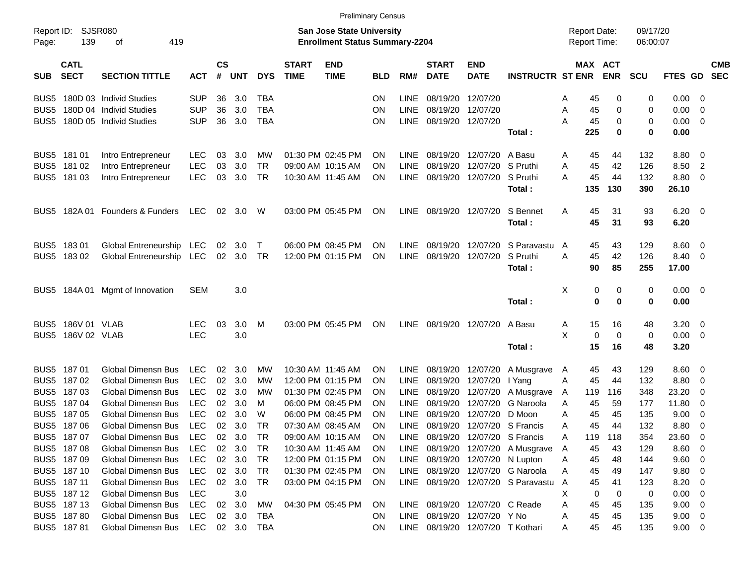Preliminary Census

Report ID: SJSR080
Page: 139 of 419

**San Jose State University**
**Enrollment Status Summary-2204**

Report Date: 09/17/20
Report Time: 06:00:07

| SUB | CATL SECT | SECTION TITTLE | ACT | CS # | UNT | DYS | START TIME | END TIME | BLD | RM# | START DATE | END DATE | INSTRUCTR | ST | MAX ENR | ACT ENR | SCU | FTES | GD | CMB SEC |
|---|---|---|---|---|---|---|---|---|---|---|---|---|---|---|---|---|---|---|---|---|
| BUS5 | 180D 03 | Individ Studies | SUP | 36 | 3.0 | TBA | | | ON | LINE | 08/19/20 | 12/07/20 | | A | 45 | 0 | 0 | 0.00 | 0 | |
| BUS5 | 180D 04 | Individ Studies | SUP | 36 | 3.0 | TBA | | | ON | LINE | 08/19/20 | 12/07/20 | | A | 45 | 0 | 0 | 0.00 | 0 | |
| BUS5 | 180D 05 | Individ Studies | SUP | 36 | 3.0 | TBA | | | ON | LINE | 08/19/20 | 12/07/20 | | A | 45 | 0 | 0 | 0.00 | 0 | |
| | | | | | | | | | | | | | **Total :** | | **225** | **0** | **0** | **0.00** | | |
| BUS5 | 181 01 | Intro Entrepreneur | LEC | 03 | 3.0 | MW | 01:30 PM | 02:45 PM | ON | LINE | 08/19/20 | 12/07/20 | A Basu | A | 45 | 44 | 132 | 8.80 | 0 | |
| BUS5 | 181 02 | Intro Entrepreneur | LEC | 03 | 3.0 | TR | 09:00 AM | 10:15 AM | ON | LINE | 08/19/20 | 12/07/20 | S Pruthi | A | 45 | 42 | 126 | 8.50 | 2 | |
| BUS5 | 181 03 | Intro Entrepreneur | LEC | 03 | 3.0 | TR | 10:30 AM | 11:45 AM | ON | LINE | 08/19/20 | 12/07/20 | S Pruthi | A | 45 | 44 | 132 | 8.80 | 0 | |
| | | | | | | | | | | | | | **Total :** | | **135** | **130** | **390** | **26.10** | | |
| BUS5 | 182A 01 | Founders & Funders | LEC | 02 | 3.0 | W | 03:00 PM | 05:45 PM | ON | LINE | 08/19/20 | 12/07/20 | S Bennet | A | 45 | 31 | 93 | 6.20 | 0 | |
| | | | | | | | | | | | | | **Total :** | | **45** | **31** | **93** | **6.20** | | |
| BUS5 | 183 01 | Global Entreneurship | LEC | 02 | 3.0 | T | 06:00 PM | 08:45 PM | ON | LINE | 08/19/20 | 12/07/20 | S Paravastu | A | 45 | 43 | 129 | 8.60 | 0 | |
| BUS5 | 183 02 | Global Entreneurship | LEC | 02 | 3.0 | TR | 12:00 PM | 01:15 PM | ON | LINE | 08/19/20 | 12/07/20 | S Pruthi | A | 45 | 42 | 126 | 8.40 | 0 | |
| | | | | | | | | | | | | | **Total :** | | **90** | **85** | **255** | **17.00** | | |
| BUS5 | 184A 01 | Mgmt of Innovation | SEM | | 3.0 | | | | | | | | | X | 0 | 0 | 0 | 0.00 | 0 | |
| | | | | | | | | | | | | | **Total :** | | **0** | **0** | **0** | **0.00** | | |
| BUS5 | 186V 01 | VLAB | LEC | 03 | 3.0 | M | 03:00 PM | 05:45 PM | ON | LINE | 08/19/20 | 12/07/20 | A Basu | A | 15 | 16 | 48 | 3.20 | 0 | |
| BUS5 | 186V 02 | VLAB | LEC | | 3.0 | | | | | | | | | X | 0 | 0 | 0 | 0.00 | 0 | |
| | | | | | | | | | | | | | **Total :** | | **15** | **16** | **48** | **3.20** | | |
| BUS5 | 187 01 | Global Dimensn Bus | LEC | 02 | 3.0 | MW | 10:30 AM | 11:45 AM | ON | LINE | 08/19/20 | 12/07/20 | A Musgrave | A | 45 | 43 | 129 | 8.60 | 0 | |
| BUS5 | 187 02 | Global Dimensn Bus | LEC | 02 | 3.0 | MW | 12:00 PM | 01:15 PM | ON | LINE | 08/19/20 | 12/07/20 | I Yang | A | 45 | 44 | 132 | 8.80 | 0 | |
| BUS5 | 187 03 | Global Dimensn Bus | LEC | 02 | 3.0 | MW | 01:30 PM | 02:45 PM | ON | LINE | 08/19/20 | 12/07/20 | A Musgrave | A | 119 | 116 | 348 | 23.20 | 0 | |
| BUS5 | 187 04 | Global Dimensn Bus | LEC | 02 | 3.0 | M | 06:00 PM | 08:45 PM | ON | LINE | 08/19/20 | 12/07/20 | G Naroola | A | 45 | 59 | 177 | 11.80 | 0 | |
| BUS5 | 187 05 | Global Dimensn Bus | LEC | 02 | 3.0 | W | 06:00 PM | 08:45 PM | ON | LINE | 08/19/20 | 12/07/20 | D Moon | A | 45 | 45 | 135 | 9.00 | 0 | |
| BUS5 | 187 06 | Global Dimensn Bus | LEC | 02 | 3.0 | TR | 07:30 AM | 08:45 AM | ON | LINE | 08/19/20 | 12/07/20 | S Francis | A | 45 | 44 | 132 | 8.80 | 0 | |
| BUS5 | 187 07 | Global Dimensn Bus | LEC | 02 | 3.0 | TR | 09:00 AM | 10:15 AM | ON | LINE | 08/19/20 | 12/07/20 | S Francis | A | 119 | 118 | 354 | 23.60 | 0 | |
| BUS5 | 187 08 | Global Dimensn Bus | LEC | 02 | 3.0 | TR | 10:30 AM | 11:45 AM | ON | LINE | 08/19/20 | 12/07/20 | A Musgrave | A | 45 | 43 | 129 | 8.60 | 0 | |
| BUS5 | 187 09 | Global Dimensn Bus | LEC | 02 | 3.0 | TR | 12:00 PM | 01:15 PM | ON | LINE | 08/19/20 | 12/07/20 | N Lupton | A | 45 | 48 | 144 | 9.60 | 0 | |
| BUS5 | 187 10 | Global Dimensn Bus | LEC | 02 | 3.0 | TR | 01:30 PM | 02:45 PM | ON | LINE | 08/19/20 | 12/07/20 | G Naroola | A | 45 | 49 | 147 | 9.80 | 0 | |
| BUS5 | 187 11 | Global Dimensn Bus | LEC | 02 | 3.0 | TR | 03:00 PM | 04:15 PM | ON | LINE | 08/19/20 | 12/07/20 | S Paravastu | A | 45 | 41 | 123 | 8.20 | 0 | |
| BUS5 | 187 12 | Global Dimensn Bus | LEC | | 3.0 | | | | | | | | | X | 0 | 0 | 0 | 0.00 | 0 | |
| BUS5 | 187 13 | Global Dimensn Bus | LEC | 02 | 3.0 | MW | 04:30 PM | 05:45 PM | ON | LINE | 08/19/20 | 12/07/20 | C Reade | A | 45 | 45 | 135 | 9.00 | 0 | |
| BUS5 | 187 80 | Global Dimensn Bus | LEC | 02 | 3.0 | TBA | | | ON | LINE | 08/19/20 | 12/07/20 | Y No | A | 45 | 45 | 135 | 9.00 | 0 | |
| BUS5 | 187 81 | Global Dimensn Bus | LEC | 02 | 3.0 | TBA | | | ON | LINE | 08/19/20 | 12/07/20 | T Kothari | A | 45 | 45 | 135 | 9.00 | 0 | |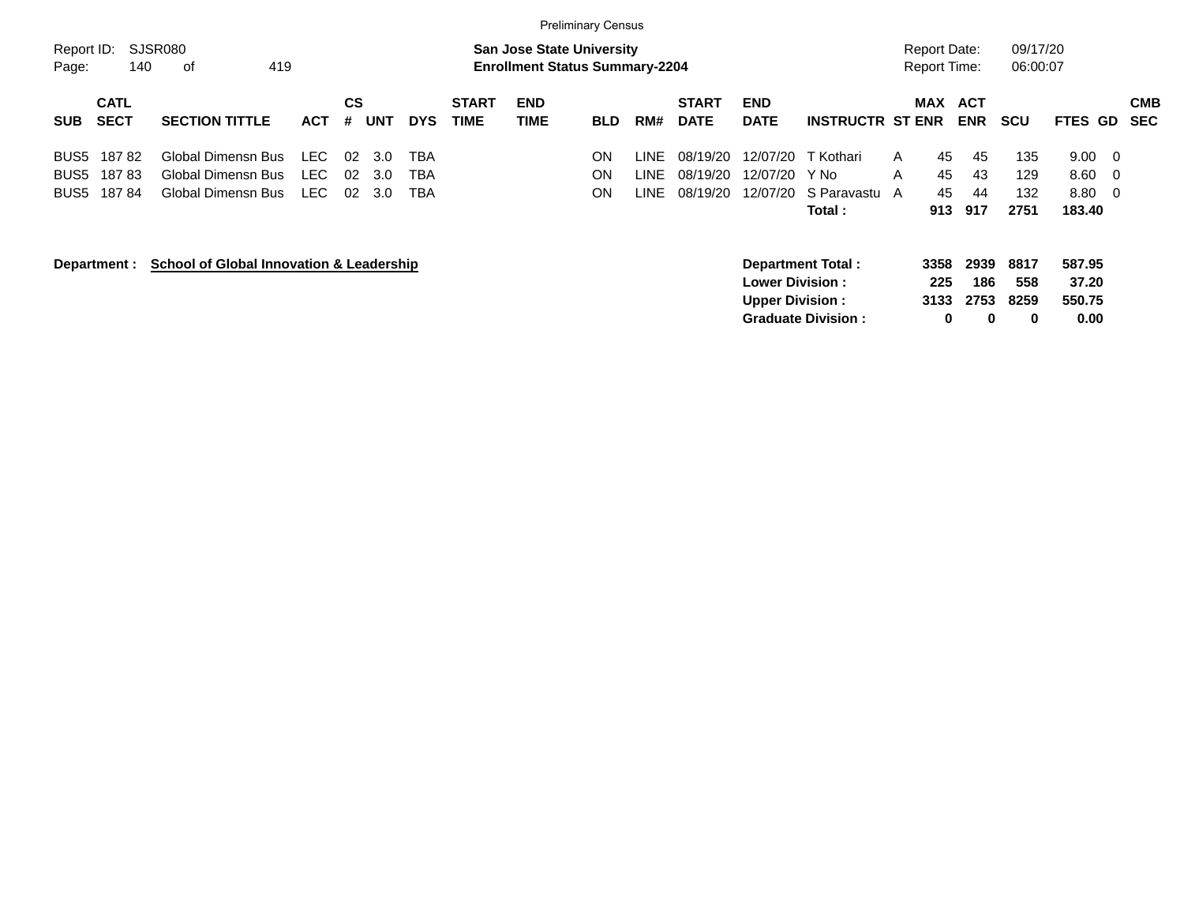Preliminary Census

Report ID: SJSR080
Page: 140 of 419

**San Jose State University**
**Enrollment Status Summary-2204**

Report Date: 09/17/20
Report Time: 06:00:07

| SUB | CATL SECT | SECTION TITTLE | ACT | CS # | UNT | DYS | START TIME | END TIME | BLD | RM# | START DATE | END DATE | INSTRUCTR | ST | MAX ENR | ACT ENR | SCU | FTES | GD | CMB SEC |
|---|---|---|---|---|---|---|---|---|---|---|---|---|---|---|---|---|---|---|---|---|
| BUS5 | 187 82 | Global Dimensn Bus | LEC | 02 | 3.0 | TBA | | | ON | LINE | 08/19/20 | 12/07/20 | T Kothari | A | 45 | 45 | 135 | 9.00 | 0 | |
| BUS5 | 187 83 | Global Dimensn Bus | LEC | 02 | 3.0 | TBA | | | ON | LINE | 08/19/20 | 12/07/20 | Y No | A | 45 | 43 | 129 | 8.60 | 0 | |
| BUS5 | 187 84 | Global Dimensn Bus | LEC | 02 | 3.0 | TBA | | | ON | LINE | 08/19/20 | 12/07/20 | S Paravastu | A | 45 | 44 | 132 | 8.80 | 0 | |
| | | | | | | | | | | | | | **Total :** | | **913** | **917** | **2751** | **183.40** | | |

**Department : School of Global Innovation & Leadership**

| | MAX ENR | ACT ENR | SCU | FTES |
|---|---|---|---|---|
| **Department Total :** | **3358** | **2939** | **8817** | **587.95** |
| **Lower Division :** | **225** | **186** | **558** | **37.20** |
| **Upper Division :** | **3133** | **2753** | **8259** | **550.75** |
| **Graduate Division :** | **0** | **0** | **0** | **0.00** |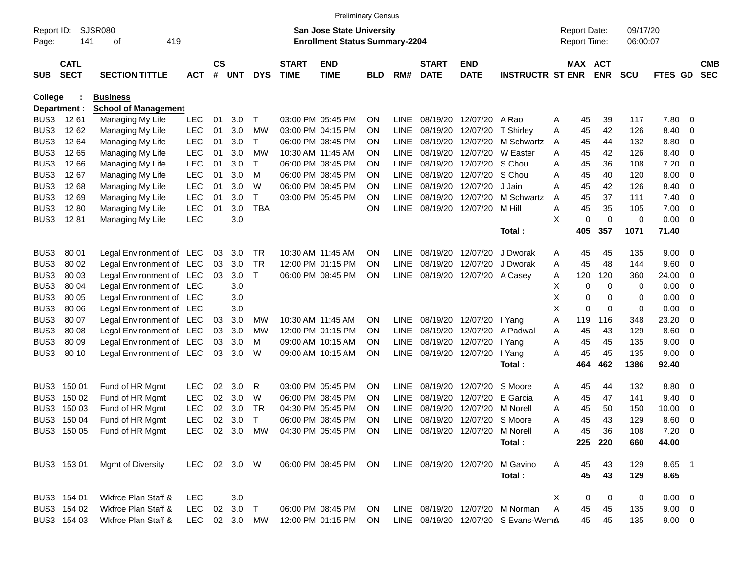Preliminary Census

Report ID: SJSR080
Page: 141 of 419

**San Jose State University**
**Enrollment Status Summary-2204**

Report Date: 09/17/20
Report Time: 06:00:07

| SUB | CATL SECT | SECTION TITTLE | ACT | CS # | UNT | DYS | START TIME | END TIME | BLD | RM# | START DATE | END DATE | INSTRUCTR | ST | MAX ENR | ACT ENR | SCU | FTES | GD | CMB SEC |
|---|---|---|---|---|---|---|---|---|---|---|---|---|---|---|---|---|---|---|---|---|
| **College** | : | **Business** | | | | | | | | | | | | | | | | | | |
| **Department :** | | **School of Management** | | | | | | | | | | | | | | | | | | |
| BUS3 | 12 61 | Managing My Life | LEC | 01 | 3.0 | T | 03:00 PM | 05:45 PM | ON | LINE | 08/19/20 | 12/07/20 | A Rao | A | 45 | 39 | 117 | 7.80 | 0 | |
| BUS3 | 12 62 | Managing My Life | LEC | 01 | 3.0 | MW | 03:00 PM | 04:15 PM | ON | LINE | 08/19/20 | 12/07/20 | T Shirley | A | 45 | 42 | 126 | 8.40 | 0 | |
| BUS3 | 12 64 | Managing My Life | LEC | 01 | 3.0 | T | 06:00 PM | 08:45 PM | ON | LINE | 08/19/20 | 12/07/20 | M Schwartz | A | 45 | 44 | 132 | 8.80 | 0 | |
| BUS3 | 12 65 | Managing My Life | LEC | 01 | 3.0 | MW | 10:30 AM | 11:45 AM | ON | LINE | 08/19/20 | 12/07/20 | W Easter | A | 45 | 42 | 126 | 8.40 | 0 | |
| BUS3 | 12 66 | Managing My Life | LEC | 01 | 3.0 | T | 06:00 PM | 08:45 PM | ON | LINE | 08/19/20 | 12/07/20 | S Chou | A | 45 | 36 | 108 | 7.20 | 0 | |
| BUS3 | 12 67 | Managing My Life | LEC | 01 | 3.0 | M | 06:00 PM | 08:45 PM | ON | LINE | 08/19/20 | 12/07/20 | S Chou | A | 45 | 40 | 120 | 8.00 | 0 | |
| BUS3 | 12 68 | Managing My Life | LEC | 01 | 3.0 | W | 06:00 PM | 08:45 PM | ON | LINE | 08/19/20 | 12/07/20 | J Jain | A | 45 | 42 | 126 | 8.40 | 0 | |
| BUS3 | 12 69 | Managing My Life | LEC | 01 | 3.0 | T | 03:00 PM | 05:45 PM | ON | LINE | 08/19/20 | 12/07/20 | M Schwartz | A | 45 | 37 | 111 | 7.40 | 0 | |
| BUS3 | 12 80 | Managing My Life | LEC | 01 | 3.0 | TBA | | | ON | LINE | 08/19/20 | 12/07/20 | M Hill | A | 45 | 35 | 105 | 7.00 | 0 | |
| BUS3 | 12 81 | Managing My Life | LEC | | 3.0 | | | | | | | | | X | 0 | 0 | 0 | 0.00 | 0 | |
| | | | | | | | | | | | | | **Total :** | | **405** | **357** | **1071** | **71.40** | | |
| BUS3 | 80 01 | Legal Environment of | LEC | 03 | 3.0 | TR | 10:30 AM | 11:45 AM | ON | LINE | 08/19/20 | 12/07/20 | J Dworak | A | 45 | 45 | 135 | 9.00 | 0 | |
| BUS3 | 80 02 | Legal Environment of | LEC | 03 | 3.0 | TR | 12:00 PM | 01:15 PM | ON | LINE | 08/19/20 | 12/07/20 | J Dworak | A | 45 | 48 | 144 | 9.60 | 0 | |
| BUS3 | 80 03 | Legal Environment of | LEC | 03 | 3.0 | T | 06:00 PM | 08:45 PM | ON | LINE | 08/19/20 | 12/07/20 | A Casey | A | 120 | 120 | 360 | 24.00 | 0 | |
| BUS3 | 80 04 | Legal Environment of | LEC | | 3.0 | | | | | | | | | X | 0 | 0 | 0 | 0.00 | 0 | |
| BUS3 | 80 05 | Legal Environment of | LEC | | 3.0 | | | | | | | | | X | 0 | 0 | 0 | 0.00 | 0 | |
| BUS3 | 80 06 | Legal Environment of | LEC | | 3.0 | | | | | | | | | X | 0 | 0 | 0 | 0.00 | 0 | |
| BUS3 | 80 07 | Legal Environment of | LEC | 03 | 3.0 | MW | 10:30 AM | 11:45 AM | ON | LINE | 08/19/20 | 12/07/20 | I Yang | A | 119 | 116 | 348 | 23.20 | 0 | |
| BUS3 | 80 08 | Legal Environment of | LEC | 03 | 3.0 | MW | 12:00 PM | 01:15 PM | ON | LINE | 08/19/20 | 12/07/20 | A Padwal | A | 45 | 43 | 129 | 8.60 | 0 | |
| BUS3 | 80 09 | Legal Environment of | LEC | 03 | 3.0 | M | 09:00 AM | 10:15 AM | ON | LINE | 08/19/20 | 12/07/20 | I Yang | A | 45 | 45 | 135 | 9.00 | 0 | |
| BUS3 | 80 10 | Legal Environment of | LEC | 03 | 3.0 | W | 09:00 AM | 10:15 AM | ON | LINE | 08/19/20 | 12/07/20 | I Yang | A | 45 | 45 | 135 | 9.00 | 0 | |
| | | | | | | | | | | | | | **Total :** | | **464** | **462** | **1386** | **92.40** | | |
| BUS3 | 150 01 | Fund of HR Mgmt | LEC | 02 | 3.0 | R | 03:00 PM | 05:45 PM | ON | LINE | 08/19/20 | 12/07/20 | S Moore | A | 45 | 44 | 132 | 8.80 | 0 | |
| BUS3 | 150 02 | Fund of HR Mgmt | LEC | 02 | 3.0 | W | 06:00 PM | 08:45 PM | ON | LINE | 08/19/20 | 12/07/20 | E Garcia | A | 45 | 47 | 141 | 9.40 | 0 | |
| BUS3 | 150 03 | Fund of HR Mgmt | LEC | 02 | 3.0 | TR | 04:30 PM | 05:45 PM | ON | LINE | 08/19/20 | 12/07/20 | M Norell | A | 45 | 50 | 150 | 10.00 | 0 | |
| BUS3 | 150 04 | Fund of HR Mgmt | LEC | 02 | 3.0 | T | 06:00 PM | 08:45 PM | ON | LINE | 08/19/20 | 12/07/20 | S Moore | A | 45 | 43 | 129 | 8.60 | 0 | |
| BUS3 | 150 05 | Fund of HR Mgmt | LEC | 02 | 3.0 | MW | 04:30 PM | 05:45 PM | ON | LINE | 08/19/20 | 12/07/20 | M Norell | A | 45 | 36 | 108 | 7.20 | 0 | |
| | | | | | | | | | | | | | **Total :** | | **225** | **220** | **660** | **44.00** | | |
| BUS3 | 153 01 | Mgmt of Diversity | LEC | 02 | 3.0 | W | 06:00 PM | 08:45 PM | ON | LINE | 08/19/20 | 12/07/20 | M Gavino | A | 45 | 43 | 129 | 8.65 | 1 | |
| | | | | | | | | | | | | | **Total :** | | **45** | **43** | **129** | **8.65** | | |
| BUS3 | 154 01 | Wkfrce Plan Staff & | LEC | | 3.0 | | | | | | | | | X | 0 | 0 | 0 | 0.00 | 0 | |
| BUS3 | 154 02 | Wkfrce Plan Staff & | LEC | 02 | 3.0 | T | 06:00 PM | 08:45 PM | ON | LINE | 08/19/20 | 12/07/20 | M Norman | A | 45 | 45 | 135 | 9.00 | 0 | |
| BUS3 | 154 03 | Wkfrce Plan Staff & | LEC | 02 | 3.0 | MW | 12:00 PM | 01:15 PM | ON | LINE | 08/19/20 | 12/07/20 | S Evans-Wema | A | 45 | 45 | 135 | 9.00 | 0 | |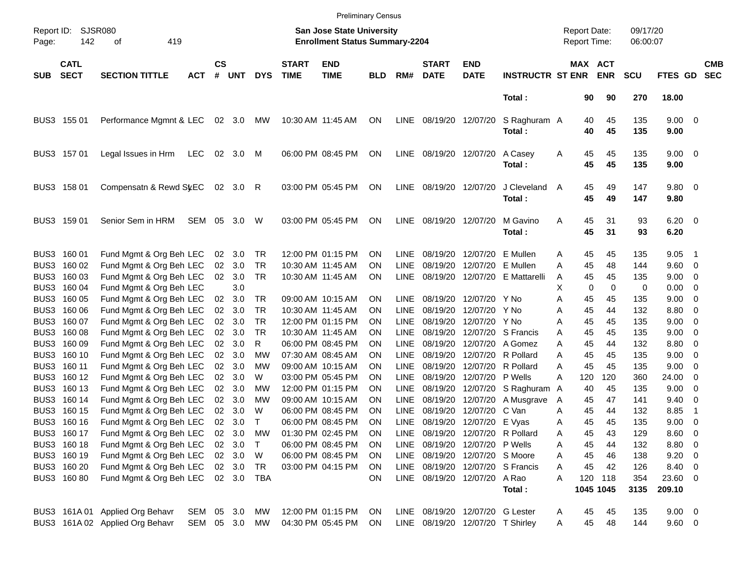Preliminary Census

Report ID: SJSR080

**San Jose State University**
**Enrollment Status Summary-2204**

Report Date: 09/17/20
Report Time: 06:00:07

| SUB | CATL SECT | SECTION TITTLE | ACT | CS # | UNT | DYS | START TIME | END TIME | BLD | RM# | START DATE | END DATE | INSTRUCTR | ST | MAX ENR | ACT ENR | SCU | FTES | GD | CMB SEC |
|---|---|---|---|---|---|---|---|---|---|---|---|---|---|---|---|---|---|---|---|---|
| | | | | | | | | | | | | | **Total :** | | **90** | **90** | **270** | **18.00** | | |
| BUS3 | 155 01 | Performance Mgmnt & | LEC | 02 | 3.0 | MW | 10:30 AM | 11:45 AM | ON | LINE | 08/19/20 | 12/07/20 | S Raghuram | A | 40 | 45 | 135 | 9.00 | 0 | |
| | | | | | | | | | | | | | **Total :** | | **40** | **45** | **135** | **9.00** | | |
| BUS3 | 157 01 | Legal Issues in Hrm | LEC | 02 | 3.0 | M | 06:00 PM | 08:45 PM | ON | LINE | 08/19/20 | 12/07/20 | A Casey | A | 45 | 45 | 135 | 9.00 | 0 | |
| | | | | | | | | | | | | | **Total :** | | **45** | **45** | **135** | **9.00** | | |
| BUS3 | 158 01 | Compensatn & Rewd Sy | LEC | 02 | 3.0 | R | 03:00 PM | 05:45 PM | ON | LINE | 08/19/20 | 12/07/20 | J Cleveland | A | 45 | 49 | 147 | 9.80 | 0 | |
| | | | | | | | | | | | | | **Total :** | | **45** | **49** | **147** | **9.80** | | |
| BUS3 | 159 01 | Senior Sem in HRM | SEM | 05 | 3.0 | W | 03:00 PM | 05:45 PM | ON | LINE | 08/19/20 | 12/07/20 | M Gavino | A | 45 | 31 | 93 | 6.20 | 0 | |
| | | | | | | | | | | | | | **Total :** | | **45** | **31** | **93** | **6.20** | | |
| BUS3 | 160 01 | Fund Mgmt & Org Beh | LEC | 02 | 3.0 | TR | 12:00 PM | 01:15 PM | ON | LINE | 08/19/20 | 12/07/20 | E Mullen | A | 45 | 45 | 135 | 9.05 | 1 | |
| BUS3 | 160 02 | Fund Mgmt & Org Beh | LEC | 02 | 3.0 | TR | 10:30 AM | 11:45 AM | ON | LINE | 08/19/20 | 12/07/20 | E Mullen | A | 45 | 48 | 144 | 9.60 | 0 | |
| BUS3 | 160 03 | Fund Mgmt & Org Beh | LEC | 02 | 3.0 | TR | 10:30 AM | 11:45 AM | ON | LINE | 08/19/20 | 12/07/20 | E Mattarelli | A | 45 | 45 | 135 | 9.00 | 0 | |
| BUS3 | 160 04 | Fund Mgmt & Org Beh | LEC | | 3.0 | | | | | | | | | X | 0 | 0 | 0 | 0.00 | 0 | |
| BUS3 | 160 05 | Fund Mgmt & Org Beh | LEC | 02 | 3.0 | TR | 09:00 AM | 10:15 AM | ON | LINE | 08/19/20 | 12/07/20 | Y No | A | 45 | 45 | 135 | 9.00 | 0 | |
| BUS3 | 160 06 | Fund Mgmt & Org Beh | LEC | 02 | 3.0 | TR | 10:30 AM | 11:45 AM | ON | LINE | 08/19/20 | 12/07/20 | Y No | A | 45 | 44 | 132 | 8.80 | 0 | |
| BUS3 | 160 07 | Fund Mgmt & Org Beh | LEC | 02 | 3.0 | TR | 12:00 PM | 01:15 PM | ON | LINE | 08/19/20 | 12/07/20 | Y No | A | 45 | 45 | 135 | 9.00 | 0 | |
| BUS3 | 160 08 | Fund Mgmt & Org Beh | LEC | 02 | 3.0 | TR | 10:30 AM | 11:45 AM | ON | LINE | 08/19/20 | 12/07/20 | S Francis | A | 45 | 45 | 135 | 9.00 | 0 | |
| BUS3 | 160 09 | Fund Mgmt & Org Beh | LEC | 02 | 3.0 | R | 06:00 PM | 08:45 PM | ON | LINE | 08/19/20 | 12/07/20 | A Gomez | A | 45 | 44 | 132 | 8.80 | 0 | |
| BUS3 | 160 10 | Fund Mgmt & Org Beh | LEC | 02 | 3.0 | MW | 07:30 AM | 08:45 AM | ON | LINE | 08/19/20 | 12/07/20 | R Pollard | A | 45 | 45 | 135 | 9.00 | 0 | |
| BUS3 | 160 11 | Fund Mgmt & Org Beh | LEC | 02 | 3.0 | MW | 09:00 AM | 10:15 AM | ON | LINE | 08/19/20 | 12/07/20 | R Pollard | A | 45 | 45 | 135 | 9.00 | 0 | |
| BUS3 | 160 12 | Fund Mgmt & Org Beh | LEC | 02 | 3.0 | W | 03:00 PM | 05:45 PM | ON | LINE | 08/19/20 | 12/07/20 | P Wells | A | 120 | 120 | 360 | 24.00 | 0 | |
| BUS3 | 160 13 | Fund Mgmt & Org Beh | LEC | 02 | 3.0 | MW | 12:00 PM | 01:15 PM | ON | LINE | 08/19/20 | 12/07/20 | S Raghuram | A | 40 | 45 | 135 | 9.00 | 0 | |
| BUS3 | 160 14 | Fund Mgmt & Org Beh | LEC | 02 | 3.0 | MW | 09:00 AM | 10:15 AM | ON | LINE | 08/19/20 | 12/07/20 | A Musgrave | A | 45 | 47 | 141 | 9.40 | 0 | |
| BUS3 | 160 15 | Fund Mgmt & Org Beh | LEC | 02 | 3.0 | W | 06:00 PM | 08:45 PM | ON | LINE | 08/19/20 | 12/07/20 | C Van | A | 45 | 44 | 132 | 8.85 | 1 | |
| BUS3 | 160 16 | Fund Mgmt & Org Beh | LEC | 02 | 3.0 | T | 06:00 PM | 08:45 PM | ON | LINE | 08/19/20 | 12/07/20 | E Vyas | A | 45 | 45 | 135 | 9.00 | 0 | |
| BUS3 | 160 17 | Fund Mgmt & Org Beh | LEC | 02 | 3.0 | MW | 01:30 PM | 02:45 PM | ON | LINE | 08/19/20 | 12/07/20 | R Pollard | A | 45 | 43 | 129 | 8.60 | 0 | |
| BUS3 | 160 18 | Fund Mgmt & Org Beh | LEC | 02 | 3.0 | T | 06:00 PM | 08:45 PM | ON | LINE | 08/19/20 | 12/07/20 | P Wells | A | 45 | 44 | 132 | 8.80 | 0 | |
| BUS3 | 160 19 | Fund Mgmt & Org Beh | LEC | 02 | 3.0 | W | 06:00 PM | 08:45 PM | ON | LINE | 08/19/20 | 12/07/20 | S Moore | A | 45 | 46 | 138 | 9.20 | 0 | |
| BUS3 | 160 20 | Fund Mgmt & Org Beh | LEC | 02 | 3.0 | TR | 03:00 PM | 04:15 PM | ON | LINE | 08/19/20 | 12/07/20 | S Francis | A | 45 | 42 | 126 | 8.40 | 0 | |
| BUS3 | 160 80 | Fund Mgmt & Org Beh | LEC | 02 | 3.0 | TBA | | | ON | LINE | 08/19/20 | 12/07/20 | A Rao | A | 120 | 118 | 354 | 23.60 | 0 | |
| | | | | | | | | | | | | | **Total :** | | **1045** | **1045** | **3135** | **209.10** | | |
| BUS3 | 161A 01 | Applied Org Behavr | SEM | 05 | 3.0 | MW | 12:00 PM | 01:15 PM | ON | LINE | 08/19/20 | 12/07/20 | G Lester | A | 45 | 45 | 135 | 9.00 | 0 | |
| BUS3 | 161A 02 | Applied Org Behavr | SEM | 05 | 3.0 | MW | 04:30 PM | 05:45 PM | ON | LINE | 08/19/20 | 12/07/20 | T Shirley | A | 45 | 48 | 144 | 9.60 | 0 | |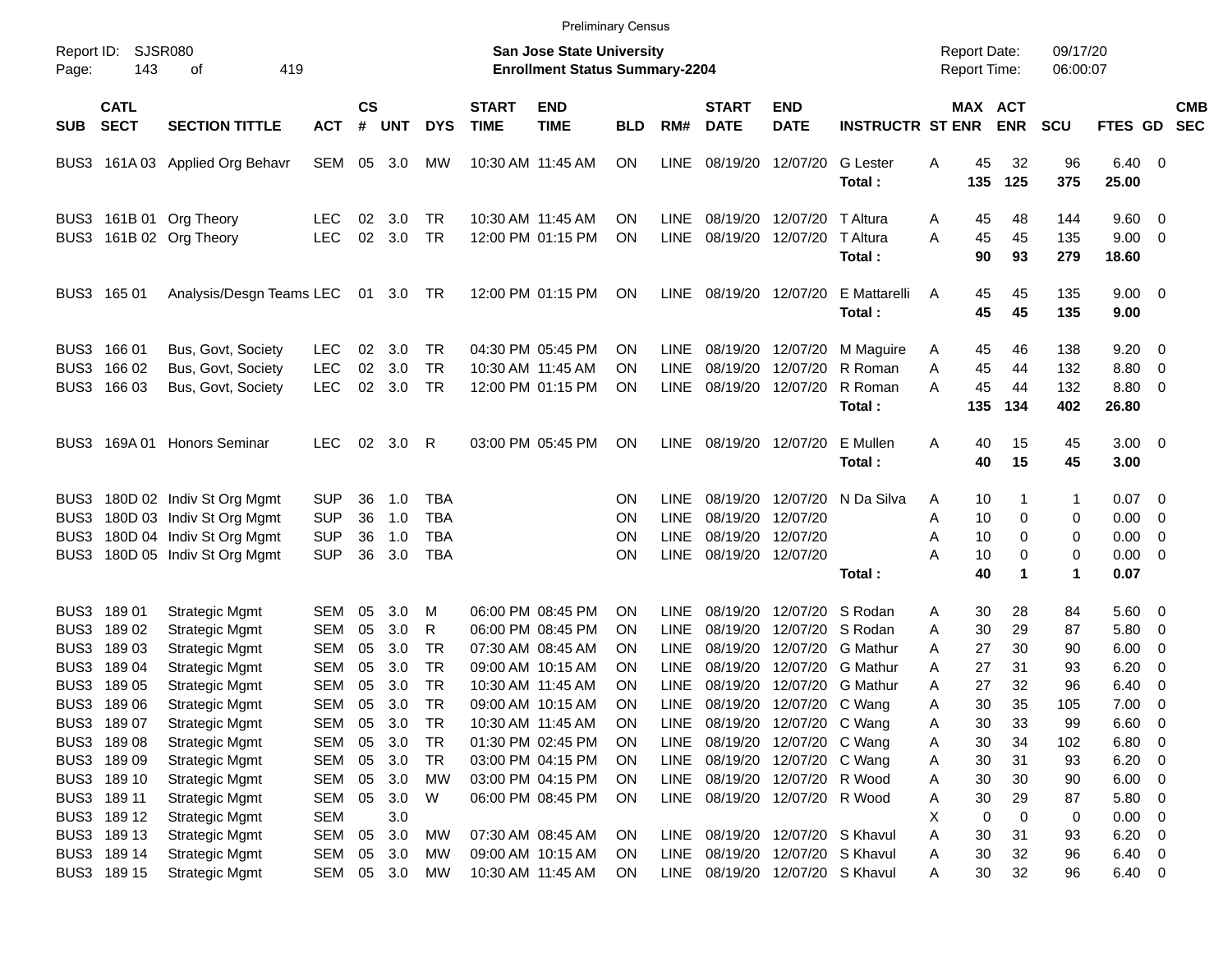Preliminary Census

Report ID: SJSR080
Page: 143 of 419

**San Jose State University**
**Enrollment Status Summary-2204**

Report Date: 09/17/20
Report Time: 06:00:07

| SUB | CATL SECT | SECTION TITTLE | ACT | CS # | UNT | DYS | START TIME | END TIME | BLD | RM# | START DATE | END DATE | INSTRUCTR | ST | MAX ENR | ACT ENR | SCU | FTES | GD | CMB SEC |
|---|---|---|---|---|---|---|---|---|---|---|---|---|---|---|---|---|---|---|---|---|
| BUS3 | 161A 03 | Applied Org Behavr | SEM | 05 | 3.0 | MW | 10:30 AM | 11:45 AM | ON | LINE | 08/19/20 | 12/07/20 | G Lester | A | 45 | 32 | 96 | 6.40 | 0 | |
| | | | | | | | | | | | | | **Total :** | | **135** | **125** | **375** | **25.00** | | |
| BUS3 | 161B 01 | Org Theory | LEC | 02 | 3.0 | TR | 10:30 AM | 11:45 AM | ON | LINE | 08/19/20 | 12/07/20 | T Altura | A | 45 | 48 | 144 | 9.60 | 0 | |
| BUS3 | 161B 02 | Org Theory | LEC | 02 | 3.0 | TR | 12:00 PM | 01:15 PM | ON | LINE | 08/19/20 | 12/07/20 | T Altura | A | 45 | 45 | 135 | 9.00 | 0 | |
| | | | | | | | | | | | | | **Total :** | | **90** | **93** | **279** | **18.60** | | |
| BUS3 | 165 01 | Analysis/Desgn Teams | LEC | 01 | 3.0 | TR | 12:00 PM | 01:15 PM | ON | LINE | 08/19/20 | 12/07/20 | E Mattarelli | A | 45 | 45 | 135 | 9.00 | 0 | |
| | | | | | | | | | | | | | **Total :** | | **45** | **45** | **135** | **9.00** | | |
| BUS3 | 166 01 | Bus, Govt, Society | LEC | 02 | 3.0 | TR | 04:30 PM | 05:45 PM | ON | LINE | 08/19/20 | 12/07/20 | M Maguire | A | 45 | 46 | 138 | 9.20 | 0 | |
| BUS3 | 166 02 | Bus, Govt, Society | LEC | 02 | 3.0 | TR | 10:30 AM | 11:45 AM | ON | LINE | 08/19/20 | 12/07/20 | R Roman | A | 45 | 44 | 132 | 8.80 | 0 | |
| BUS3 | 166 03 | Bus, Govt, Society | LEC | 02 | 3.0 | TR | 12:00 PM | 01:15 PM | ON | LINE | 08/19/20 | 12/07/20 | R Roman | A | 45 | 44 | 132 | 8.80 | 0 | |
| | | | | | | | | | | | | | **Total :** | | **135** | **134** | **402** | **26.80** | | |
| BUS3 | 169A 01 | Honors Seminar | LEC | 02 | 3.0 | R | 03:00 PM | 05:45 PM | ON | LINE | 08/19/20 | 12/07/20 | E Mullen | A | 40 | 15 | 45 | 3.00 | 0 | |
| | | | | | | | | | | | | | **Total :** | | **40** | **15** | **45** | **3.00** | | |
| BUS3 | 180D 02 | Indiv St Org Mgmt | SUP | 36 | 1.0 | TBA | | | ON | LINE | 08/19/20 | 12/07/20 | N Da Silva | A | 10 | 1 | 1 | 0.07 | 0 | |
| BUS3 | 180D 03 | Indiv St Org Mgmt | SUP | 36 | 1.0 | TBA | | | ON | LINE | 08/19/20 | 12/07/20 | | A | 10 | 0 | 0 | 0.00 | 0 | |
| BUS3 | 180D 04 | Indiv St Org Mgmt | SUP | 36 | 1.0 | TBA | | | ON | LINE | 08/19/20 | 12/07/20 | | A | 10 | 0 | 0 | 0.00 | 0 | |
| BUS3 | 180D 05 | Indiv St Org Mgmt | SUP | 36 | 3.0 | TBA | | | ON | LINE | 08/19/20 | 12/07/20 | | A | 10 | 0 | 0 | 0.00 | 0 | |
| | | | | | | | | | | | | | **Total :** | | **40** | **1** | **1** | **0.07** | | |
| BUS3 | 189 01 | Strategic Mgmt | SEM | 05 | 3.0 | M | 06:00 PM | 08:45 PM | ON | LINE | 08/19/20 | 12/07/20 | S Rodan | A | 30 | 28 | 84 | 5.60 | 0 | |
| BUS3 | 189 02 | Strategic Mgmt | SEM | 05 | 3.0 | R | 06:00 PM | 08:45 PM | ON | LINE | 08/19/20 | 12/07/20 | S Rodan | A | 30 | 29 | 87 | 5.80 | 0 | |
| BUS3 | 189 03 | Strategic Mgmt | SEM | 05 | 3.0 | TR | 07:30 AM | 08:45 AM | ON | LINE | 08/19/20 | 12/07/20 | G Mathur | A | 27 | 30 | 90 | 6.00 | 0 | |
| BUS3 | 189 04 | Strategic Mgmt | SEM | 05 | 3.0 | TR | 09:00 AM | 10:15 AM | ON | LINE | 08/19/20 | 12/07/20 | G Mathur | A | 27 | 31 | 93 | 6.20 | 0 | |
| BUS3 | 189 05 | Strategic Mgmt | SEM | 05 | 3.0 | TR | 10:30 AM | 11:45 AM | ON | LINE | 08/19/20 | 12/07/20 | G Mathur | A | 27 | 32 | 96 | 6.40 | 0 | |
| BUS3 | 189 06 | Strategic Mgmt | SEM | 05 | 3.0 | TR | 09:00 AM | 10:15 AM | ON | LINE | 08/19/20 | 12/07/20 | C Wang | A | 30 | 35 | 105 | 7.00 | 0 | |
| BUS3 | 189 07 | Strategic Mgmt | SEM | 05 | 3.0 | TR | 10:30 AM | 11:45 AM | ON | LINE | 08/19/20 | 12/07/20 | C Wang | A | 30 | 33 | 99 | 6.60 | 0 | |
| BUS3 | 189 08 | Strategic Mgmt | SEM | 05 | 3.0 | TR | 01:30 PM | 02:45 PM | ON | LINE | 08/19/20 | 12/07/20 | C Wang | A | 30 | 34 | 102 | 6.80 | 0 | |
| BUS3 | 189 09 | Strategic Mgmt | SEM | 05 | 3.0 | TR | 03:00 PM | 04:15 PM | ON | LINE | 08/19/20 | 12/07/20 | C Wang | A | 30 | 31 | 93 | 6.20 | 0 | |
| BUS3 | 189 10 | Strategic Mgmt | SEM | 05 | 3.0 | MW | 03:00 PM | 04:15 PM | ON | LINE | 08/19/20 | 12/07/20 | R Wood | A | 30 | 30 | 90 | 6.00 | 0 | |
| BUS3 | 189 11 | Strategic Mgmt | SEM | 05 | 3.0 | W | 06:00 PM | 08:45 PM | ON | LINE | 08/19/20 | 12/07/20 | R Wood | A | 30 | 29 | 87 | 5.80 | 0 | |
| BUS3 | 189 12 | Strategic Mgmt | SEM | | 3.0 | | | | | | | | | X | 0 | 0 | 0 | 0.00 | 0 | |
| BUS3 | 189 13 | Strategic Mgmt | SEM | 05 | 3.0 | MW | 07:30 AM | 08:45 AM | ON | LINE | 08/19/20 | 12/07/20 | S Khavul | A | 30 | 31 | 93 | 6.20 | 0 | |
| BUS3 | 189 14 | Strategic Mgmt | SEM | 05 | 3.0 | MW | 09:00 AM | 10:15 AM | ON | LINE | 08/19/20 | 12/07/20 | S Khavul | A | 30 | 32 | 96 | 6.40 | 0 | |
| BUS3 | 189 15 | Strategic Mgmt | SEM | 05 | 3.0 | MW | 10:30 AM | 11:45 AM | ON | LINE | 08/19/20 | 12/07/20 | S Khavul | A | 30 | 32 | 96 | 6.40 | 0 | |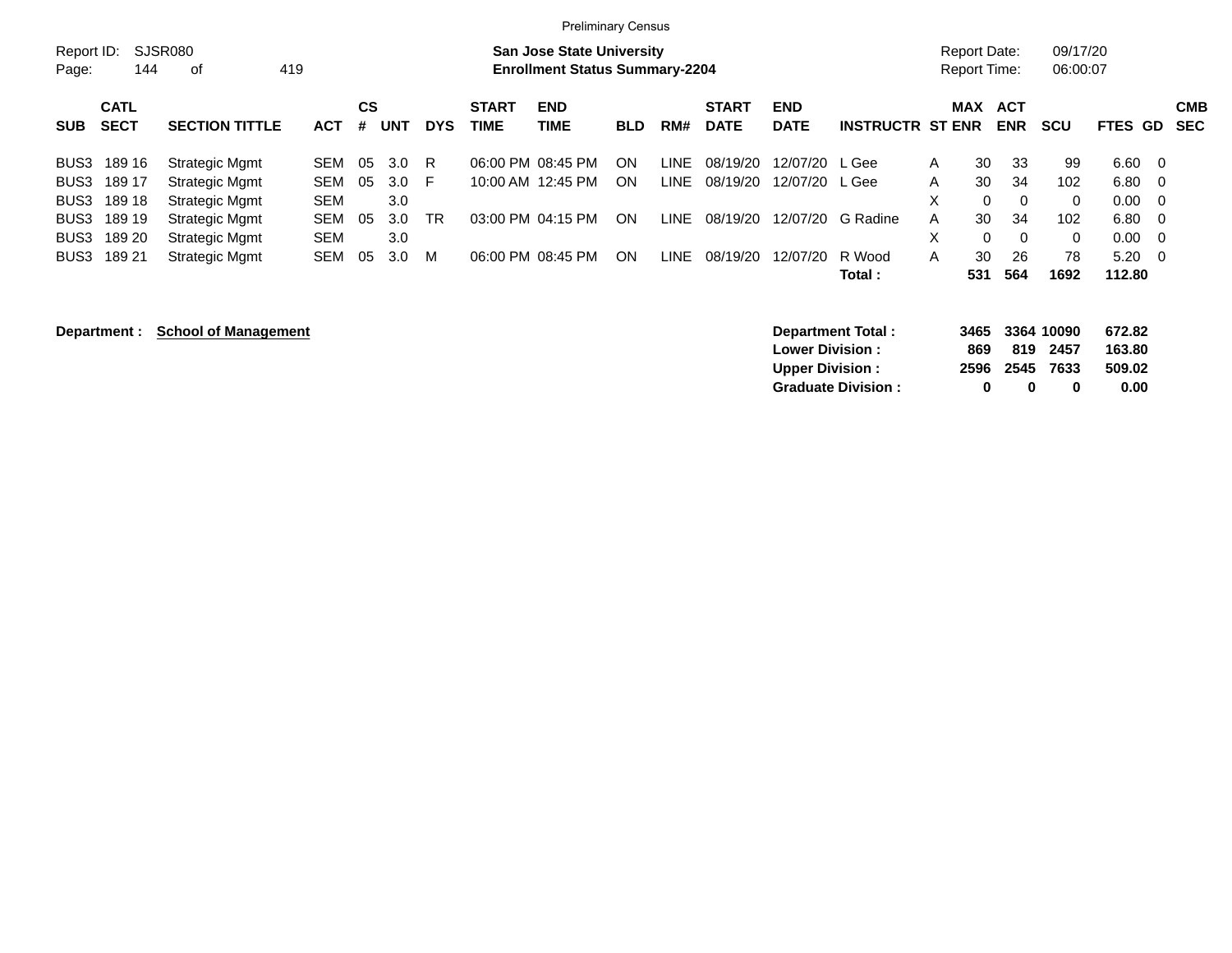Preliminary Census

Report ID: SJSR080
Page: 144 of 419

**San Jose State University**
**Enrollment Status Summary-2204**

Report Date: 09/17/20
Report Time: 06:00:07

| SUB | CATL SECT | SECTION TITTLE | ACT | CS # | UNT | DYS | START TIME | END TIME | BLD | RM# | START DATE | END DATE | INSTRUCTR | ST | MAX ENR | ACT ENR | SCU | FTES | GD | CMB SEC |
|---|---|---|---|---|---|---|---|---|---|---|---|---|---|---|---|---|---|---|---|---|
| BUS3 | 189 16 | Strategic Mgmt | SEM | 05 | 3.0 | R | 06:00 PM | 08:45 PM | ON | LINE | 08/19/20 | 12/07/20 | L Gee | A | 30 | 33 | 99 | 6.60 | 0 | |
| BUS3 | 189 17 | Strategic Mgmt | SEM | 05 | 3.0 | F | 10:00 AM | 12:45 PM | ON | LINE | 08/19/20 | 12/07/20 | L Gee | A | 30 | 34 | 102 | 6.80 | 0 | |
| BUS3 | 189 18 | Strategic Mgmt | SEM | | 3.0 | | | | | | | | | X | 0 | 0 | 0 | 0.00 | 0 | |
| BUS3 | 189 19 | Strategic Mgmt | SEM | 05 | 3.0 | TR | 03:00 PM | 04:15 PM | ON | LINE | 08/19/20 | 12/07/20 | G Radine | A | 30 | 34 | 102 | 6.80 | 0 | |
| BUS3 | 189 20 | Strategic Mgmt | SEM | | 3.0 | | | | | | | | | X | 0 | 0 | 0 | 0.00 | 0 | |
| BUS3 | 189 21 | Strategic Mgmt | SEM | 05 | 3.0 | M | 06:00 PM | 08:45 PM | ON | LINE | 08/19/20 | 12/07/20 | R Wood | A | 30 | 26 | 78 | 5.20 | 0 | |
| | | | | | | | | | | | | | **Total :** | | **531** | **564** | **1692** | **112.80** | | |

**Department :** **School of Management**

| | MAX ENR | ACT ENR | SCU | FTES |
|---|---|---|---|---|
| **Department Total :** | **3465** | **3364** | **10090** | **672.82** |
| **Lower Division :** | **869** | **819** | **2457** | **163.80** |
| **Upper Division :** | **2596** | **2545** | **7633** | **509.02** |
| **Graduate Division :** | **0** | **0** | **0** | **0.00** |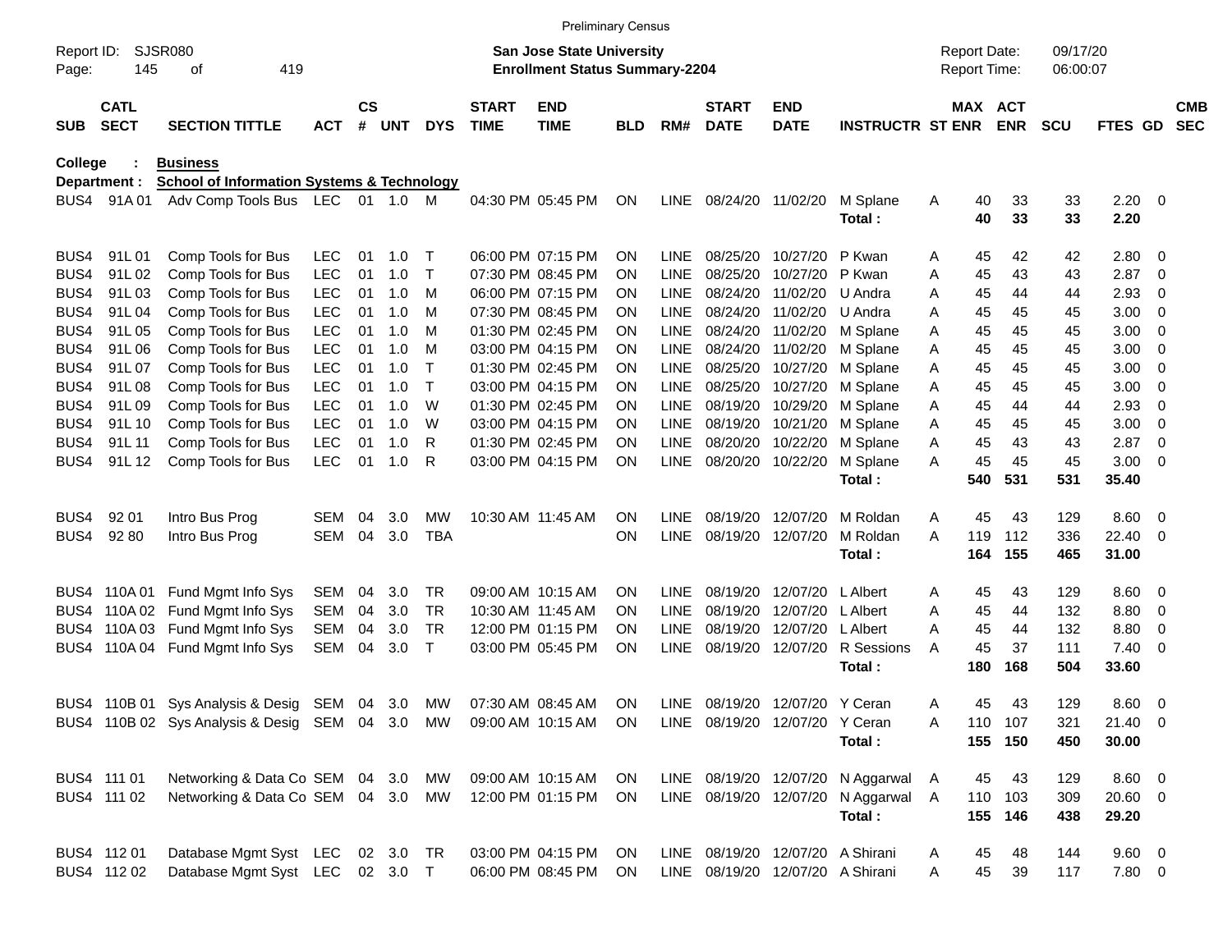Preliminary Census

Report ID: SJSR080
Page: 145 of 419

**San Jose State University**
**Enrollment Status Summary-2204**

Report Date: 09/17/20
Report Time: 06:00:07

College : **Business**
Department : **School of Information Systems & Technology**

| SUB | CATL SECT | SECTION TITTLE | ACT | CS # | UNT | DYS | START TIME | END TIME | BLD | RM# | START DATE | END DATE | INSTRUCTR | ST | MAX ENR | ACT ENR | SCU | FTES | GD | CMB SEC |
|---|---|---|---|---|---|---|---|---|---|---|---|---|---|---|---|---|---|---|---|---|
| BUS4 | 91A 01 | Adv Comp Tools Bus | LEC | 01 | 1.0 | M | 04:30 PM | 05:45 PM | ON | LINE | 08/24/20 | 11/02/20 | M Splane | A | 40 | 33 | 33 | 2.20 | 0 | |
| | | | | | | | | | | | | | **Total :** | | **40** | **33** | **33** | **2.20** | | |
| BUS4 | 91L 01 | Comp Tools for Bus | LEC | 01 | 1.0 | T | 06:00 PM | 07:15 PM | ON | LINE | 08/25/20 | 10/27/20 | P Kwan | A | 45 | 42 | 42 | 2.80 | 0 | |
| BUS4 | 91L 02 | Comp Tools for Bus | LEC | 01 | 1.0 | T | 07:30 PM | 08:45 PM | ON | LINE | 08/25/20 | 10/27/20 | P Kwan | A | 45 | 43 | 43 | 2.87 | 0 | |
| BUS4 | 91L 03 | Comp Tools for Bus | LEC | 01 | 1.0 | M | 06:00 PM | 07:15 PM | ON | LINE | 08/24/20 | 11/02/20 | U Andra | A | 45 | 44 | 44 | 2.93 | 0 | |
| BUS4 | 91L 04 | Comp Tools for Bus | LEC | 01 | 1.0 | M | 07:30 PM | 08:45 PM | ON | LINE | 08/24/20 | 11/02/20 | U Andra | A | 45 | 45 | 45 | 3.00 | 0 | |
| BUS4 | 91L 05 | Comp Tools for Bus | LEC | 01 | 1.0 | M | 01:30 PM | 02:45 PM | ON | LINE | 08/24/20 | 11/02/20 | M Splane | A | 45 | 45 | 45 | 3.00 | 0 | |
| BUS4 | 91L 06 | Comp Tools for Bus | LEC | 01 | 1.0 | M | 03:00 PM | 04:15 PM | ON | LINE | 08/24/20 | 11/02/20 | M Splane | A | 45 | 45 | 45 | 3.00 | 0 | |
| BUS4 | 91L 07 | Comp Tools for Bus | LEC | 01 | 1.0 | T | 01:30 PM | 02:45 PM | ON | LINE | 08/25/20 | 10/27/20 | M Splane | A | 45 | 45 | 45 | 3.00 | 0 | |
| BUS4 | 91L 08 | Comp Tools for Bus | LEC | 01 | 1.0 | T | 03:00 PM | 04:15 PM | ON | LINE | 08/25/20 | 10/27/20 | M Splane | A | 45 | 45 | 45 | 3.00 | 0 | |
| BUS4 | 91L 09 | Comp Tools for Bus | LEC | 01 | 1.0 | W | 01:30 PM | 02:45 PM | ON | LINE | 08/19/20 | 10/29/20 | M Splane | A | 45 | 44 | 44 | 2.93 | 0 | |
| BUS4 | 91L 10 | Comp Tools for Bus | LEC | 01 | 1.0 | W | 03:00 PM | 04:15 PM | ON | LINE | 08/19/20 | 10/21/20 | M Splane | A | 45 | 45 | 45 | 3.00 | 0 | |
| BUS4 | 91L 11 | Comp Tools for Bus | LEC | 01 | 1.0 | R | 01:30 PM | 02:45 PM | ON | LINE | 08/20/20 | 10/22/20 | M Splane | A | 45 | 43 | 43 | 2.87 | 0 | |
| BUS4 | 91L 12 | Comp Tools for Bus | LEC | 01 | 1.0 | R | 03:00 PM | 04:15 PM | ON | LINE | 08/20/20 | 10/22/20 | M Splane | A | 45 | 45 | 45 | 3.00 | 0 | |
| | | | | | | | | | | | | | **Total :** | | **540** | **531** | **531** | **35.40** | | |
| BUS4 | 92 01 | Intro Bus Prog | SEM | 04 | 3.0 | MW | 10:30 AM | 11:45 AM | ON | LINE | 08/19/20 | 12/07/20 | M Roldan | A | 45 | 43 | 129 | 8.60 | 0 | |
| BUS4 | 92 80 | Intro Bus Prog | SEM | 04 | 3.0 | TBA | | | ON | LINE | 08/19/20 | 12/07/20 | M Roldan | A | 119 | 112 | 336 | 22.40 | 0 | |
| | | | | | | | | | | | | | **Total :** | | **164** | **155** | **465** | **31.00** | | |
| BUS4 | 110A 01 | Fund Mgmt Info Sys | SEM | 04 | 3.0 | TR | 09:00 AM | 10:15 AM | ON | LINE | 08/19/20 | 12/07/20 | L Albert | A | 45 | 43 | 129 | 8.60 | 0 | |
| BUS4 | 110A 02 | Fund Mgmt Info Sys | SEM | 04 | 3.0 | TR | 10:30 AM | 11:45 AM | ON | LINE | 08/19/20 | 12/07/20 | L Albert | A | 45 | 44 | 132 | 8.80 | 0 | |
| BUS4 | 110A 03 | Fund Mgmt Info Sys | SEM | 04 | 3.0 | TR | 12:00 PM | 01:15 PM | ON | LINE | 08/19/20 | 12/07/20 | L Albert | A | 45 | 44 | 132 | 8.80 | 0 | |
| BUS4 | 110A 04 | Fund Mgmt Info Sys | SEM | 04 | 3.0 | T | 03:00 PM | 05:45 PM | ON | LINE | 08/19/20 | 12/07/20 | R Sessions | A | 45 | 37 | 111 | 7.40 | 0 | |
| | | | | | | | | | | | | | **Total :** | | **180** | **168** | **504** | **33.60** | | |
| BUS4 | 110B 01 | Sys Analysis & Desig | SEM | 04 | 3.0 | MW | 07:30 AM | 08:45 AM | ON | LINE | 08/19/20 | 12/07/20 | Y Ceran | A | 45 | 43 | 129 | 8.60 | 0 | |
| BUS4 | 110B 02 | Sys Analysis & Desig | SEM | 04 | 3.0 | MW | 09:00 AM | 10:15 AM | ON | LINE | 08/19/20 | 12/07/20 | Y Ceran | A | 110 | 107 | 321 | 21.40 | 0 | |
| | | | | | | | | | | | | | **Total :** | | **155** | **150** | **450** | **30.00** | | |
| BUS4 | 111 01 | Networking & Data Co | SEM | 04 | 3.0 | MW | 09:00 AM | 10:15 AM | ON | LINE | 08/19/20 | 12/07/20 | N Aggarwal | A | 45 | 43 | 129 | 8.60 | 0 | |
| BUS4 | 111 02 | Networking & Data Co | SEM | 04 | 3.0 | MW | 12:00 PM | 01:15 PM | ON | LINE | 08/19/20 | 12/07/20 | N Aggarwal | A | 110 | 103 | 309 | 20.60 | 0 | |
| | | | | | | | | | | | | | **Total :** | | **155** | **146** | **438** | **29.20** | | |
| BUS4 | 112 01 | Database Mgmt Syst | LEC | 02 | 3.0 | TR | 03:00 PM | 04:15 PM | ON | LINE | 08/19/20 | 12/07/20 | A Shirani | A | 45 | 48 | 144 | 9.60 | 0 | |
| BUS4 | 112 02 | Database Mgmt Syst | LEC | 02 | 3.0 | T | 06:00 PM | 08:45 PM | ON | LINE | 08/19/20 | 12/07/20 | A Shirani | A | 45 | 39 | 117 | 7.80 | 0 | |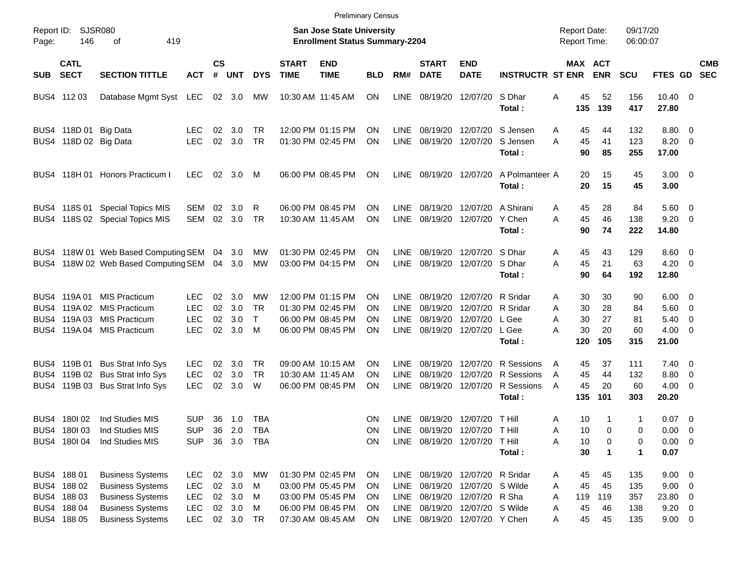Preliminary Census

Report ID: SJSR080

**San Jose State University**
**Enrollment Status Summary-2204**

Report Date: 09/17/20
Report Time: 06:00:07

| SUB | CATL SECT | SECTION TITTLE | ACT | CS # | UNT | DYS | START TIME | END TIME | BLD | RM# | START DATE | END DATE | INSTRUCTR | ST | MAX ENR | ACT ENR | SCU | FTES | GD | CMB SEC |
|---|---|---|---|---|---|---|---|---|---|---|---|---|---|---|---|---|---|---|---|---|
| BUS4 | 112 03 | Database Mgmt Syst | LEC | 02 | 3.0 | MW | 10:30 AM | 11:45 AM | ON | LINE | 08/19/20 | 12/07/20 | S Dhar | A | 45 | 52 | 156 | 10.40 | 0 | |
| | | | | | | | | | | | | | **Total :** | | **135** | **139** | **417** | **27.80** | | |
| BUS4 | 118D 01 | Big Data | LEC | 02 | 3.0 | TR | 12:00 PM | 01:15 PM | ON | LINE | 08/19/20 | 12/07/20 | S Jensen | A | 45 | 44 | 132 | 8.80 | 0 | |
| BUS4 | 118D 02 | Big Data | LEC | 02 | 3.0 | TR | 01:30 PM | 02:45 PM | ON | LINE | 08/19/20 | 12/07/20 | S Jensen | A | 45 | 41 | 123 | 8.20 | 0 | |
| | | | | | | | | | | | | | **Total :** | | **90** | **85** | **255** | **17.00** | | |
| BUS4 | 118H 01 | Honors Practicum I | LEC | 02 | 3.0 | M | 06:00 PM | 08:45 PM | ON | LINE | 08/19/20 | 12/07/20 | A Polmanteer | A | 20 | 15 | 45 | 3.00 | 0 | |
| | | | | | | | | | | | | | **Total :** | | **20** | **15** | **45** | **3.00** | | |
| BUS4 | 118S 01 | Special Topics MIS | SEM | 02 | 3.0 | R | 06:00 PM | 08:45 PM | ON | LINE | 08/19/20 | 12/07/20 | A Shirani | A | 45 | 28 | 84 | 5.60 | 0 | |
| BUS4 | 118S 02 | Special Topics MIS | SEM | 02 | 3.0 | TR | 10:30 AM | 11:45 AM | ON | LINE | 08/19/20 | 12/07/20 | Y Chen | A | 45 | 46 | 138 | 9.20 | 0 | |
| | | | | | | | | | | | | | **Total :** | | **90** | **74** | **222** | **14.80** | | |
| BUS4 | 118W 01 | Web Based Computing | SEM | 04 | 3.0 | MW | 01:30 PM | 02:45 PM | ON | LINE | 08/19/20 | 12/07/20 | S Dhar | A | 45 | 43 | 129 | 8.60 | 0 | |
| BUS4 | 118W 02 | Web Based Computing | SEM | 04 | 3.0 | MW | 03:00 PM | 04:15 PM | ON | LINE | 08/19/20 | 12/07/20 | S Dhar | A | 45 | 21 | 63 | 4.20 | 0 | |
| | | | | | | | | | | | | | **Total :** | | **90** | **64** | **192** | **12.80** | | |
| BUS4 | 119A 01 | MIS Practicum | LEC | 02 | 3.0 | MW | 12:00 PM | 01:15 PM | ON | LINE | 08/19/20 | 12/07/20 | R Sridar | A | 30 | 30 | 90 | 6.00 | 0 | |
| BUS4 | 119A 02 | MIS Practicum | LEC | 02 | 3.0 | TR | 01:30 PM | 02:45 PM | ON | LINE | 08/19/20 | 12/07/20 | R Sridar | A | 30 | 28 | 84 | 5.60 | 0 | |
| BUS4 | 119A 03 | MIS Practicum | LEC | 02 | 3.0 | T | 06:00 PM | 08:45 PM | ON | LINE | 08/19/20 | 12/07/20 | L Gee | A | 30 | 27 | 81 | 5.40 | 0 | |
| BUS4 | 119A 04 | MIS Practicum | LEC | 02 | 3.0 | M | 06:00 PM | 08:45 PM | ON | LINE | 08/19/20 | 12/07/20 | L Gee | A | 30 | 20 | 60 | 4.00 | 0 | |
| | | | | | | | | | | | | | **Total :** | | **120** | **105** | **315** | **21.00** | | |
| BUS4 | 119B 01 | Bus Strat Info Sys | LEC | 02 | 3.0 | TR | 09:00 AM | 10:15 AM | ON | LINE | 08/19/20 | 12/07/20 | R Sessions | A | 45 | 37 | 111 | 7.40 | 0 | |
| BUS4 | 119B 02 | Bus Strat Info Sys | LEC | 02 | 3.0 | TR | 10:30 AM | 11:45 AM | ON | LINE | 08/19/20 | 12/07/20 | R Sessions | A | 45 | 44 | 132 | 8.80 | 0 | |
| BUS4 | 119B 03 | Bus Strat Info Sys | LEC | 02 | 3.0 | W | 06:00 PM | 08:45 PM | ON | LINE | 08/19/20 | 12/07/20 | R Sessions | A | 45 | 20 | 60 | 4.00 | 0 | |
| | | | | | | | | | | | | | **Total :** | | **135** | **101** | **303** | **20.20** | | |
| BUS4 | 180I 02 | Ind Studies MIS | SUP | 36 | 1.0 | TBA | | | ON | LINE | 08/19/20 | 12/07/20 | T Hill | A | 10 | 1 | 1 | 0.07 | 0 | |
| BUS4 | 180I 03 | Ind Studies MIS | SUP | 36 | 2.0 | TBA | | | ON | LINE | 08/19/20 | 12/07/20 | T Hill | A | 10 | 0 | 0 | 0.00 | 0 | |
| BUS4 | 180I 04 | Ind Studies MIS | SUP | 36 | 3.0 | TBA | | | ON | LINE | 08/19/20 | 12/07/20 | T Hill | A | 10 | 0 | 0 | 0.00 | 0 | |
| | | | | | | | | | | | | | **Total :** | | **30** | **1** | **1** | **0.07** | | |
| BUS4 | 188 01 | Business Systems | LEC | 02 | 3.0 | MW | 01:30 PM | 02:45 PM | ON | LINE | 08/19/20 | 12/07/20 | R Sridar | A | 45 | 45 | 135 | 9.00 | 0 | |
| BUS4 | 188 02 | Business Systems | LEC | 02 | 3.0 | M | 03:00 PM | 05:45 PM | ON | LINE | 08/19/20 | 12/07/20 | S Wilde | A | 45 | 45 | 135 | 9.00 | 0 | |
| BUS4 | 188 03 | Business Systems | LEC | 02 | 3.0 | M | 03:00 PM | 05:45 PM | ON | LINE | 08/19/20 | 12/07/20 | R Sha | A | 119 | 119 | 357 | 23.80 | 0 | |
| BUS4 | 188 04 | Business Systems | LEC | 02 | 3.0 | M | 06:00 PM | 08:45 PM | ON | LINE | 08/19/20 | 12/07/20 | S Wilde | A | 45 | 46 | 138 | 9.20 | 0 | |
| BUS4 | 188 05 | Business Systems | LEC | 02 | 3.0 | TR | 07:30 AM | 08:45 AM | ON | LINE | 08/19/20 | 12/07/20 | Y Chen | A | 45 | 45 | 135 | 9.00 | 0 | |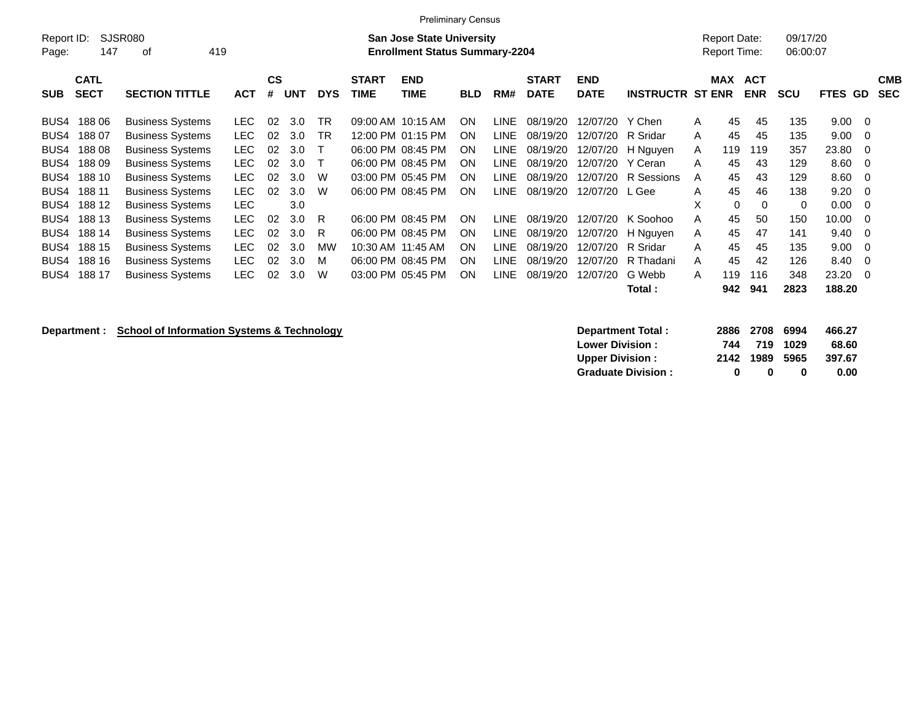Preliminary Census

Report ID: SJSR080

**San Jose State University**
**Enrollment Status Summary-2204**

Report Date: 09/17/20
Report Time: 06:00:07

| SUB | CATL SECT | SECTION TITTLE | ACT | CS # | UNT | DYS | START TIME | END TIME | BLD | RM# | START DATE | END DATE | INSTRUCTR | ST | MAX ENR | ACT ENR | SCU | FTES | GD | CMB SEC |
|---|---|---|---|---|---|---|---|---|---|---|---|---|---|---|---|---|---|---|---|---|
| BUS4 | 188 06 | Business Systems | LEC | 02 | 3.0 | TR | 09:00 AM | 10:15 AM | ON | LINE | 08/19/20 | 12/07/20 | Y Chen | A | 45 | 45 | 135 | 9.00 | 0 | |
| BUS4 | 188 07 | Business Systems | LEC | 02 | 3.0 | TR | 12:00 PM | 01:15 PM | ON | LINE | 08/19/20 | 12/07/20 | R Sridar | A | 45 | 45 | 135 | 9.00 | 0 | |
| BUS4 | 188 08 | Business Systems | LEC | 02 | 3.0 | T | 06:00 PM | 08:45 PM | ON | LINE | 08/19/20 | 12/07/20 | H Nguyen | A | 119 | 119 | 357 | 23.80 | 0 | |
| BUS4 | 188 09 | Business Systems | LEC | 02 | 3.0 | T | 06:00 PM | 08:45 PM | ON | LINE | 08/19/20 | 12/07/20 | Y Ceran | A | 45 | 43 | 129 | 8.60 | 0 | |
| BUS4 | 188 10 | Business Systems | LEC | 02 | 3.0 | W | 03:00 PM | 05:45 PM | ON | LINE | 08/19/20 | 12/07/20 | R Sessions | A | 45 | 43 | 129 | 8.60 | 0 | |
| BUS4 | 188 11 | Business Systems | LEC | 02 | 3.0 | W | 06:00 PM | 08:45 PM | ON | LINE | 08/19/20 | 12/07/20 | L Gee | A | 45 | 46 | 138 | 9.20 | 0 | |
| BUS4 | 188 12 | Business Systems | LEC | | 3.0 | | | | | | | | | X | 0 | 0 | 0 | 0.00 | 0 | |
| BUS4 | 188 13 | Business Systems | LEC | 02 | 3.0 | R | 06:00 PM | 08:45 PM | ON | LINE | 08/19/20 | 12/07/20 | K Soohoo | A | 45 | 50 | 150 | 10.00 | 0 | |
| BUS4 | 188 14 | Business Systems | LEC | 02 | 3.0 | R | 06:00 PM | 08:45 PM | ON | LINE | 08/19/20 | 12/07/20 | H Nguyen | A | 45 | 47 | 141 | 9.40 | 0 | |
| BUS4 | 188 15 | Business Systems | LEC | 02 | 3.0 | MW | 10:30 AM | 11:45 AM | ON | LINE | 08/19/20 | 12/07/20 | R Sridar | A | 45 | 45 | 135 | 9.00 | 0 | |
| BUS4 | 188 16 | Business Systems | LEC | 02 | 3.0 | M | 06:00 PM | 08:45 PM | ON | LINE | 08/19/20 | 12/07/20 | R Thadani | A | 45 | 42 | 126 | 8.40 | 0 | |
| BUS4 | 188 17 | Business Systems | LEC | 02 | 3.0 | W | 03:00 PM | 05:45 PM | ON | LINE | 08/19/20 | 12/07/20 | G Webb | A | 119 | 116 | 348 | 23.20 | 0 | |
| | | | | | | | | | | | | | **Total :** | | **942** | **941** | **2823** | **188.20** | | |

**Department :** **School of Information Systems & Technology**

| | MAX ENR | ACT ENR | SCU | FTES |
|---|---|---|---|---|
| **Department Total :** | **2886** | **2708** | **6994** | **466.27** |
| **Lower Division :** | **744** | **719** | **1029** | **68.60** |
| **Upper Division :** | **2142** | **1989** | **5965** | **397.67** |
| **Graduate Division :** | **0** | **0** | **0** | **0.00** |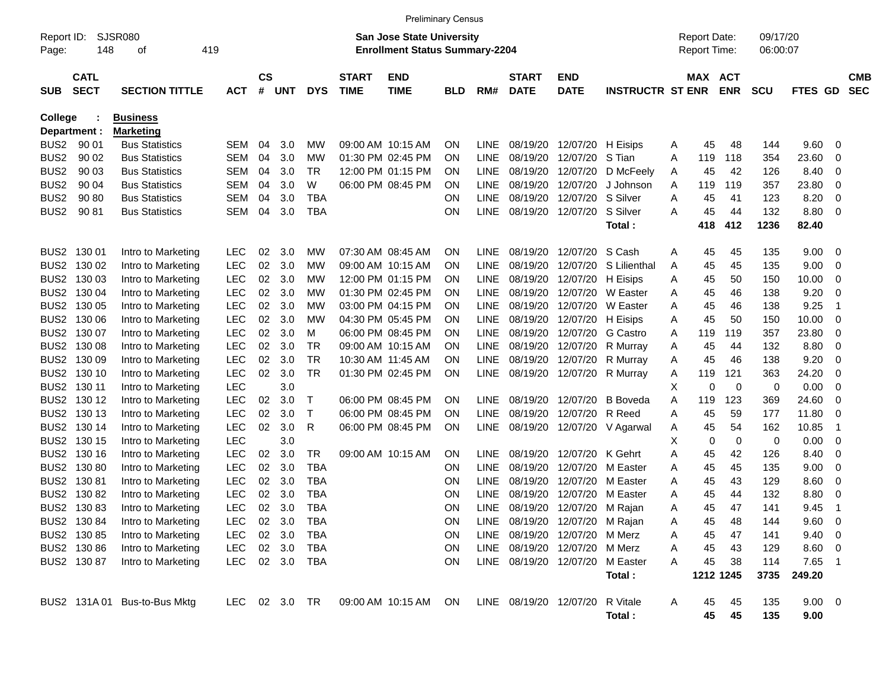Preliminary Census

Report ID: SJSR080
Page: 148 of 419

**San Jose State University**
**Enrollment Status Summary-2204**

Report Date: 09/17/20
Report Time: 06:00:07

**College : Business**
**Department : Marketing**

| SUB | CATL SECT | SECTION TITTLE | ACT | CS # | UNT | DYS | START TIME | END TIME | BLD | RM# | START DATE | END DATE | INSTRUCTR | ST | MAX ENR | ACT ENR | SCU | FTES | GD | CMB SEC |
|---|---|---|---|---|---|---|---|---|---|---|---|---|---|---|---|---|---|---|---|---|
| BUS2 | 90 01 | Bus Statistics | SEM | 04 | 3.0 | MW | 09:00 AM | 10:15 AM | ON | LINE | 08/19/20 | 12/07/20 | H Eisips | A | 45 | 48 | 144 | 9.60 | 0 | |
| BUS2 | 90 02 | Bus Statistics | SEM | 04 | 3.0 | MW | 01:30 PM | 02:45 PM | ON | LINE | 08/19/20 | 12/07/20 | S Tian | A | 119 | 118 | 354 | 23.60 | 0 | |
| BUS2 | 90 03 | Bus Statistics | SEM | 04 | 3.0 | TR | 12:00 PM | 01:15 PM | ON | LINE | 08/19/20 | 12/07/20 | D McFeely | A | 45 | 42 | 126 | 8.40 | 0 | |
| BUS2 | 90 04 | Bus Statistics | SEM | 04 | 3.0 | W | 06:00 PM | 08:45 PM | ON | LINE | 08/19/20 | 12/07/20 | J Johnson | A | 119 | 119 | 357 | 23.80 | 0 | |
| BUS2 | 90 80 | Bus Statistics | SEM | 04 | 3.0 | TBA | | | ON | LINE | 08/19/20 | 12/07/20 | S Silver | A | 45 | 41 | 123 | 8.20 | 0 | |
| BUS2 | 90 81 | Bus Statistics | SEM | 04 | 3.0 | TBA | | | ON | LINE | 08/19/20 | 12/07/20 | S Silver | A | 45 | 44 | 132 | 8.80 | 0 | |
| | | | | | | | | | | | | | **Total :** | | **418** | **412** | **1236** | **82.40** | | |
| BUS2 | 130 01 | Intro to Marketing | LEC | 02 | 3.0 | MW | 07:30 AM | 08:45 AM | ON | LINE | 08/19/20 | 12/07/20 | S Cash | A | 45 | 45 | 135 | 9.00 | 0 | |
| BUS2 | 130 02 | Intro to Marketing | LEC | 02 | 3.0 | MW | 09:00 AM | 10:15 AM | ON | LINE | 08/19/20 | 12/07/20 | S Lilienthal | A | 45 | 45 | 135 | 9.00 | 0 | |
| BUS2 | 130 03 | Intro to Marketing | LEC | 02 | 3.0 | MW | 12:00 PM | 01:15 PM | ON | LINE | 08/19/20 | 12/07/20 | H Eisips | A | 45 | 50 | 150 | 10.00 | 0 | |
| BUS2 | 130 04 | Intro to Marketing | LEC | 02 | 3.0 | MW | 01:30 PM | 02:45 PM | ON | LINE | 08/19/20 | 12/07/20 | W Easter | A | 45 | 46 | 138 | 9.20 | 0 | |
| BUS2 | 130 05 | Intro to Marketing | LEC | 02 | 3.0 | MW | 03:00 PM | 04:15 PM | ON | LINE | 08/19/20 | 12/07/20 | W Easter | A | 45 | 46 | 138 | 9.25 | 1 | |
| BUS2 | 130 06 | Intro to Marketing | LEC | 02 | 3.0 | MW | 04:30 PM | 05:45 PM | ON | LINE | 08/19/20 | 12/07/20 | H Eisips | A | 45 | 50 | 150 | 10.00 | 0 | |
| BUS2 | 130 07 | Intro to Marketing | LEC | 02 | 3.0 | M | 06:00 PM | 08:45 PM | ON | LINE | 08/19/20 | 12/07/20 | G Castro | A | 119 | 119 | 357 | 23.80 | 0 | |
| BUS2 | 130 08 | Intro to Marketing | LEC | 02 | 3.0 | TR | 09:00 AM | 10:15 AM | ON | LINE | 08/19/20 | 12/07/20 | R Murray | A | 45 | 44 | 132 | 8.80 | 0 | |
| BUS2 | 130 09 | Intro to Marketing | LEC | 02 | 3.0 | TR | 10:30 AM | 11:45 AM | ON | LINE | 08/19/20 | 12/07/20 | R Murray | A | 45 | 46 | 138 | 9.20 | 0 | |
| BUS2 | 130 10 | Intro to Marketing | LEC | 02 | 3.0 | TR | 01:30 PM | 02:45 PM | ON | LINE | 08/19/20 | 12/07/20 | R Murray | A | 119 | 121 | 363 | 24.20 | 0 | |
| BUS2 | 130 11 | Intro to Marketing | LEC | | 3.0 | | | | | | | | | X | 0 | 0 | 0 | 0.00 | 0 | |
| BUS2 | 130 12 | Intro to Marketing | LEC | 02 | 3.0 | T | 06:00 PM | 08:45 PM | ON | LINE | 08/19/20 | 12/07/20 | B Boveda | A | 119 | 123 | 369 | 24.60 | 0 | |
| BUS2 | 130 13 | Intro to Marketing | LEC | 02 | 3.0 | T | 06:00 PM | 08:45 PM | ON | LINE | 08/19/20 | 12/07/20 | R Reed | A | 45 | 59 | 177 | 11.80 | 0 | |
| BUS2 | 130 14 | Intro to Marketing | LEC | 02 | 3.0 | R | 06:00 PM | 08:45 PM | ON | LINE | 08/19/20 | 12/07/20 | V Agarwal | A | 45 | 54 | 162 | 10.85 | 1 | |
| BUS2 | 130 15 | Intro to Marketing | LEC | | 3.0 | | | | | | | | | X | 0 | 0 | 0 | 0.00 | 0 | |
| BUS2 | 130 16 | Intro to Marketing | LEC | 02 | 3.0 | TR | 09:00 AM | 10:15 AM | ON | LINE | 08/19/20 | 12/07/20 | K Gehrt | A | 45 | 42 | 126 | 8.40 | 0 | |
| BUS2 | 130 80 | Intro to Marketing | LEC | 02 | 3.0 | TBA | | | ON | LINE | 08/19/20 | 12/07/20 | M Easter | A | 45 | 45 | 135 | 9.00 | 0 | |
| BUS2 | 130 81 | Intro to Marketing | LEC | 02 | 3.0 | TBA | | | ON | LINE | 08/19/20 | 12/07/20 | M Easter | A | 45 | 43 | 129 | 8.60 | 0 | |
| BUS2 | 130 82 | Intro to Marketing | LEC | 02 | 3.0 | TBA | | | ON | LINE | 08/19/20 | 12/07/20 | M Easter | A | 45 | 44 | 132 | 8.80 | 0 | |
| BUS2 | 130 83 | Intro to Marketing | LEC | 02 | 3.0 | TBA | | | ON | LINE | 08/19/20 | 12/07/20 | M Rajan | A | 45 | 47 | 141 | 9.45 | 1 | |
| BUS2 | 130 84 | Intro to Marketing | LEC | 02 | 3.0 | TBA | | | ON | LINE | 08/19/20 | 12/07/20 | M Rajan | A | 45 | 48 | 144 | 9.60 | 0 | |
| BUS2 | 130 85 | Intro to Marketing | LEC | 02 | 3.0 | TBA | | | ON | LINE | 08/19/20 | 12/07/20 | M Merz | A | 45 | 47 | 141 | 9.40 | 0 | |
| BUS2 | 130 86 | Intro to Marketing | LEC | 02 | 3.0 | TBA | | | ON | LINE | 08/19/20 | 12/07/20 | M Merz | A | 45 | 43 | 129 | 8.60 | 0 | |
| BUS2 | 130 87 | Intro to Marketing | LEC | 02 | 3.0 | TBA | | | ON | LINE | 08/19/20 | 12/07/20 | M Easter | A | 45 | 38 | 114 | 7.65 | 1 | |
| | | | | | | | | | | | | | **Total :** | | **1212** | **1245** | **3735** | **249.20** | | |
| BUS2 | 131A 01 | Bus-to-Bus Mktg | LEC | 02 | 3.0 | TR | 09:00 AM | 10:15 AM | ON | LINE | 08/19/20 | 12/07/20 | R Vitale | A | 45 | 45 | 135 | 9.00 | 0 | |
| | | | | | | | | | | | | | **Total :** | | **45** | **45** | **135** | **9.00** | | |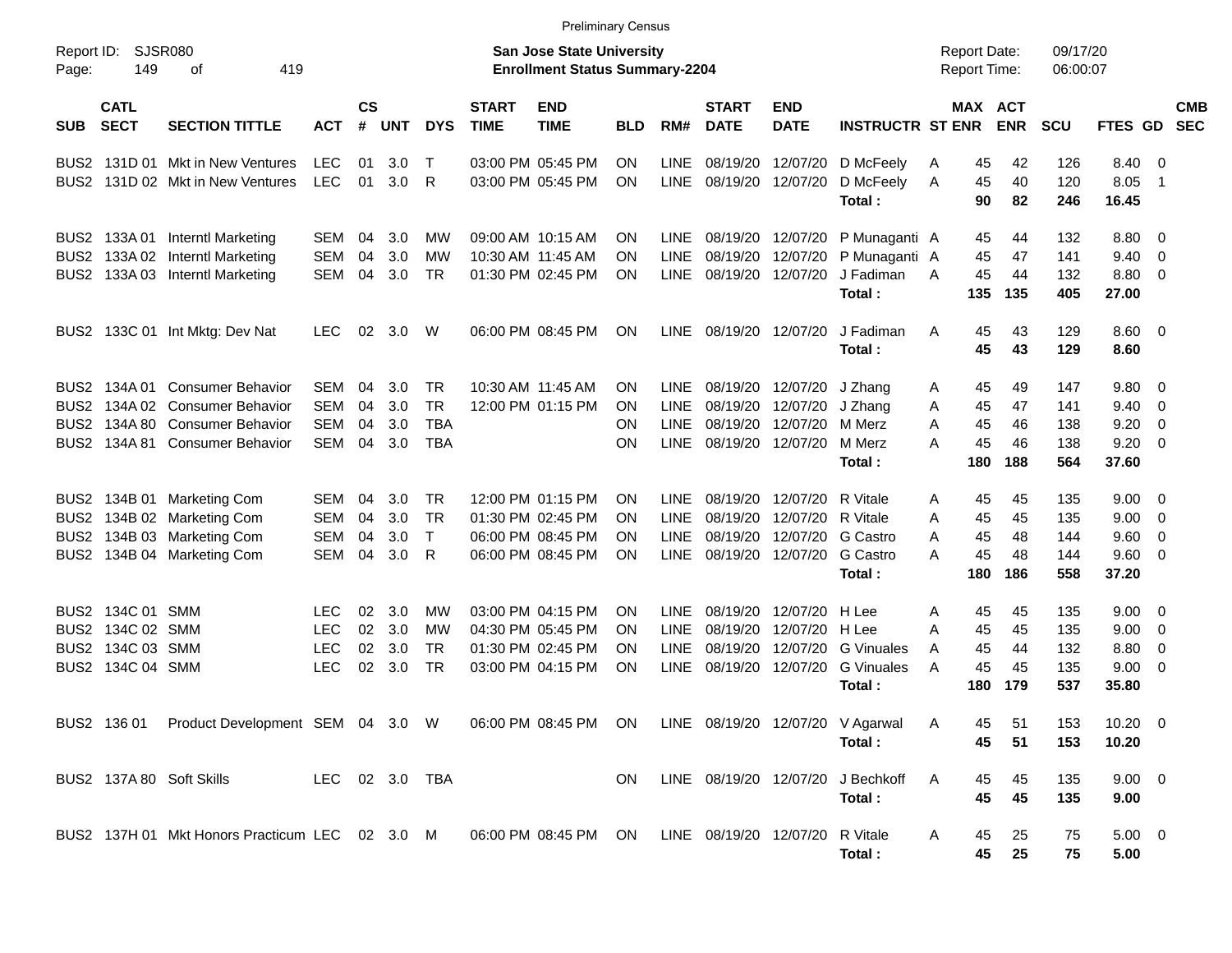Preliminary Census

Report ID: SJSR080

**San Jose State University**
**Enrollment Status Summary-2204**

Report Date: 09/17/20
Report Time: 06:00:07

| SUB | CATL SECT | SECTION TITTLE | ACT | CS # | UNT | DYS | START TIME | END TIME | BLD | RM# | START DATE | END DATE | INSTRUCTR | ST | MAX ENR | ACT ENR | SCU | FTES | GD | CMB SEC |
|---|---|---|---|---|---|---|---|---|---|---|---|---|---|---|---|---|---|---|---|---|
| BUS2 | 131D 01 | Mkt in New Ventures | LEC | 01 | 3.0 | T | 03:00 PM | 05:45 PM | ON | LINE | 08/19/20 | 12/07/20 | D McFeely | A | 45 | 42 | 126 | 8.40 | 0 | |
| BUS2 | 131D 02 | Mkt in New Ventures | LEC | 01 | 3.0 | R | 03:00 PM | 05:45 PM | ON | LINE | 08/19/20 | 12/07/20 | D McFeely | A | 45 | 40 | 120 | 8.05 | 1 | |
| | | | | | | | | | | | | | **Total :** | | **90** | **82** | **246** | **16.45** | | |
| BUS2 | 133A 01 | Interntl Marketing | SEM | 04 | 3.0 | MW | 09:00 AM | 10:15 AM | ON | LINE | 08/19/20 | 12/07/20 | P Munaganti | A | 45 | 44 | 132 | 8.80 | 0 | |
| BUS2 | 133A 02 | Interntl Marketing | SEM | 04 | 3.0 | MW | 10:30 AM | 11:45 AM | ON | LINE | 08/19/20 | 12/07/20 | P Munaganti | A | 45 | 47 | 141 | 9.40 | 0 | |
| BUS2 | 133A 03 | Interntl Marketing | SEM | 04 | 3.0 | TR | 01:30 PM | 02:45 PM | ON | LINE | 08/19/20 | 12/07/20 | J Fadiman | A | 45 | 44 | 132 | 8.80 | 0 | |
| | | | | | | | | | | | | | **Total :** | | **135** | **135** | **405** | **27.00** | | |
| BUS2 | 133C 01 | Int Mktg: Dev Nat | LEC | 02 | 3.0 | W | 06:00 PM | 08:45 PM | ON | LINE | 08/19/20 | 12/07/20 | J Fadiman | A | 45 | 43 | 129 | 8.60 | 0 | |
| | | | | | | | | | | | | | **Total :** | | **45** | **43** | **129** | **8.60** | | |
| BUS2 | 134A 01 | Consumer Behavior | SEM | 04 | 3.0 | TR | 10:30 AM | 11:45 AM | ON | LINE | 08/19/20 | 12/07/20 | J Zhang | A | 45 | 49 | 147 | 9.80 | 0 | |
| BUS2 | 134A 02 | Consumer Behavior | SEM | 04 | 3.0 | TR | 12:00 PM | 01:15 PM | ON | LINE | 08/19/20 | 12/07/20 | J Zhang | A | 45 | 47 | 141 | 9.40 | 0 | |
| BUS2 | 134A 80 | Consumer Behavior | SEM | 04 | 3.0 | TBA | | | ON | LINE | 08/19/20 | 12/07/20 | M Merz | A | 45 | 46 | 138 | 9.20 | 0 | |
| BUS2 | 134A 81 | Consumer Behavior | SEM | 04 | 3.0 | TBA | | | ON | LINE | 08/19/20 | 12/07/20 | M Merz | A | 45 | 46 | 138 | 9.20 | 0 | |
| | | | | | | | | | | | | | **Total :** | | **180** | **188** | **564** | **37.60** | | |
| BUS2 | 134B 01 | Marketing Com | SEM | 04 | 3.0 | TR | 12:00 PM | 01:15 PM | ON | LINE | 08/19/20 | 12/07/20 | R Vitale | A | 45 | 45 | 135 | 9.00 | 0 | |
| BUS2 | 134B 02 | Marketing Com | SEM | 04 | 3.0 | TR | 01:30 PM | 02:45 PM | ON | LINE | 08/19/20 | 12/07/20 | R Vitale | A | 45 | 45 | 135 | 9.00 | 0 | |
| BUS2 | 134B 03 | Marketing Com | SEM | 04 | 3.0 | T | 06:00 PM | 08:45 PM | ON | LINE | 08/19/20 | 12/07/20 | G Castro | A | 45 | 48 | 144 | 9.60 | 0 | |
| BUS2 | 134B 04 | Marketing Com | SEM | 04 | 3.0 | R | 06:00 PM | 08:45 PM | ON | LINE | 08/19/20 | 12/07/20 | G Castro | A | 45 | 48 | 144 | 9.60 | 0 | |
| | | | | | | | | | | | | | **Total :** | | **180** | **186** | **558** | **37.20** | | |
| BUS2 | 134C 01 | SMM | LEC | 02 | 3.0 | MW | 03:00 PM | 04:15 PM | ON | LINE | 08/19/20 | 12/07/20 | H Lee | A | 45 | 45 | 135 | 9.00 | 0 | |
| BUS2 | 134C 02 | SMM | LEC | 02 | 3.0 | MW | 04:30 PM | 05:45 PM | ON | LINE | 08/19/20 | 12/07/20 | H Lee | A | 45 | 45 | 135 | 9.00 | 0 | |
| BUS2 | 134C 03 | SMM | LEC | 02 | 3.0 | TR | 01:30 PM | 02:45 PM | ON | LINE | 08/19/20 | 12/07/20 | G Vinuales | A | 45 | 44 | 132 | 8.80 | 0 | |
| BUS2 | 134C 04 | SMM | LEC | 02 | 3.0 | TR | 03:00 PM | 04:15 PM | ON | LINE | 08/19/20 | 12/07/20 | G Vinuales | A | 45 | 45 | 135 | 9.00 | 0 | |
| | | | | | | | | | | | | | **Total :** | | **180** | **179** | **537** | **35.80** | | |
| BUS2 | 136 01 | Product Development | SEM | 04 | 3.0 | W | 06:00 PM | 08:45 PM | ON | LINE | 08/19/20 | 12/07/20 | V Agarwal | A | 45 | 51 | 153 | 10.20 | 0 | |
| | | | | | | | | | | | | | **Total :** | | **45** | **51** | **153** | **10.20** | | |
| BUS2 | 137A 80 | Soft Skills | LEC | 02 | 3.0 | TBA | | | ON | LINE | 08/19/20 | 12/07/20 | J Bechkoff | A | 45 | 45 | 135 | 9.00 | 0 | |
| | | | | | | | | | | | | | **Total :** | | **45** | **45** | **135** | **9.00** | | |
| BUS2 | 137H 01 | Mkt Honors Practicum | LEC | 02 | 3.0 | M | 06:00 PM | 08:45 PM | ON | LINE | 08/19/20 | 12/07/20 | R Vitale | A | 45 | 25 | 75 | 5.00 | 0 | |
| | | | | | | | | | | | | | **Total :** | | **45** | **25** | **75** | **5.00** | | |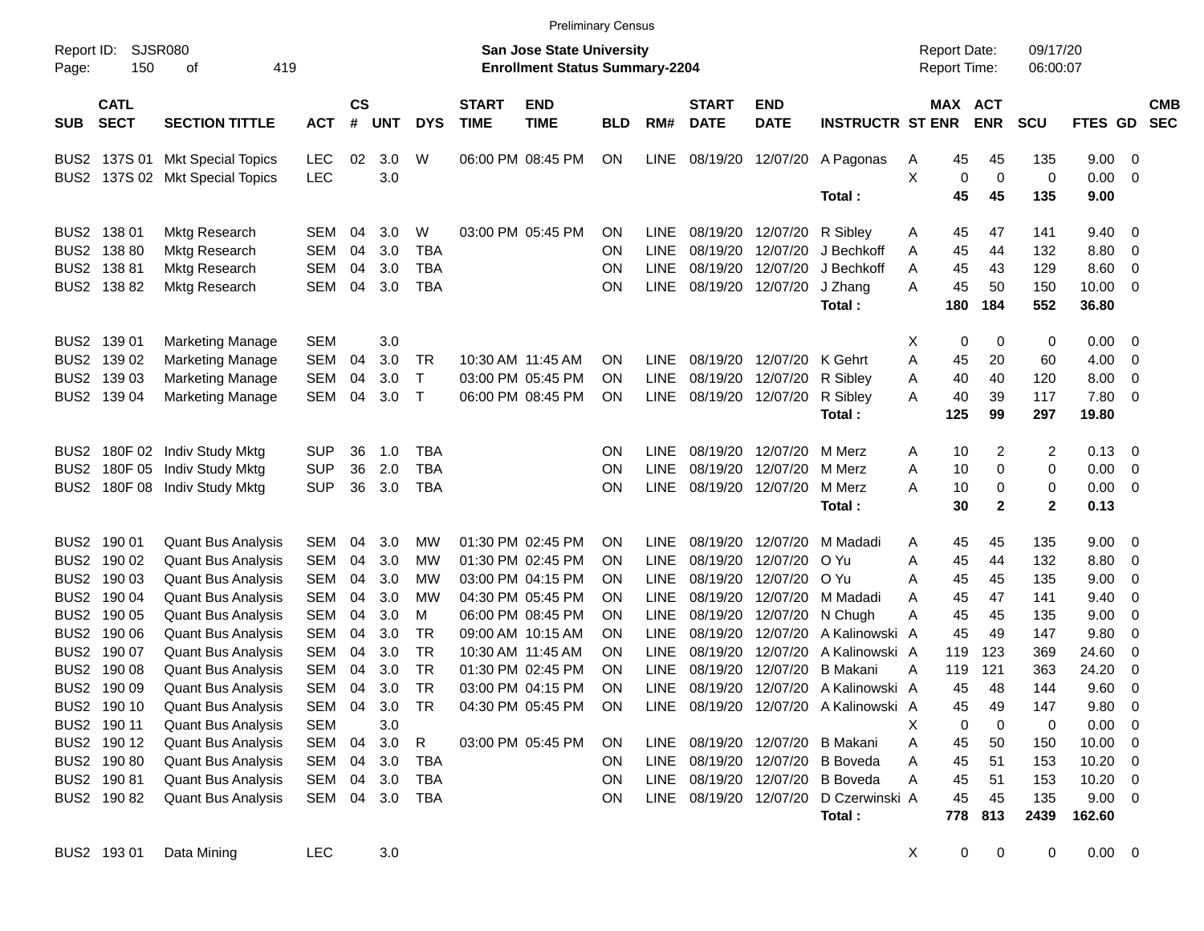Preliminary Census

Report ID: SJSR080

**San Jose State University**
**Enrollment Status Summary-2204**

Report Date: 09/17/20
Report Time: 06:00:07

| SUB | CATL SECT | SECTION TITTLE | ACT | CS # | UNT | DYS | START TIME | END TIME | BLD | RM# | START DATE | END DATE | INSTRUCTR | ST | MAX ENR | ACT ENR | SCU | FTES | GD | CMB SEC |
|---|---|---|---|---|---|---|---|---|---|---|---|---|---|---|---|---|---|---|---|---|
| BUS2 | 137S 01 | Mkt Special Topics | LEC | 02 | 3.0 | W | 06:00 PM | 08:45 PM | ON | LINE | 08/19/20 | 12/07/20 | A Pagonas | A | 45 | 45 | 135 | 9.00 | 0 | |
| BUS2 | 137S 02 | Mkt Special Topics | LEC | | 3.0 | | | | | | | | | X | 0 | 0 | 0 | 0.00 | 0 | |
| | | | | | | | | | | | | | **Total :** | | **45** | **45** | **135** | **9.00** | | |
| BUS2 | 138 01 | Mktg Research | SEM | 04 | 3.0 | W | 03:00 PM | 05:45 PM | ON | LINE | 08/19/20 | 12/07/20 | R Sibley | A | 45 | 47 | 141 | 9.40 | 0 | |
| BUS2 | 138 80 | Mktg Research | SEM | 04 | 3.0 | TBA | | | ON | LINE | 08/19/20 | 12/07/20 | J Bechkoff | A | 45 | 44 | 132 | 8.80 | 0 | |
| BUS2 | 138 81 | Mktg Research | SEM | 04 | 3.0 | TBA | | | ON | LINE | 08/19/20 | 12/07/20 | J Bechkoff | A | 45 | 43 | 129 | 8.60 | 0 | |
| BUS2 | 138 82 | Mktg Research | SEM | 04 | 3.0 | TBA | | | ON | LINE | 08/19/20 | 12/07/20 | J Zhang | A | 45 | 50 | 150 | 10.00 | 0 | |
| | | | | | | | | | | | | | **Total :** | | **180** | **184** | **552** | **36.80** | | |
| BUS2 | 139 01 | Marketing Manage | SEM | | 3.0 | | | | | | | | | X | 0 | 0 | 0 | 0.00 | 0 | |
| BUS2 | 139 02 | Marketing Manage | SEM | 04 | 3.0 | TR | 10:30 AM | 11:45 AM | ON | LINE | 08/19/20 | 12/07/20 | K Gehrt | A | 45 | 20 | 60 | 4.00 | 0 | |
| BUS2 | 139 03 | Marketing Manage | SEM | 04 | 3.0 | T | 03:00 PM | 05:45 PM | ON | LINE | 08/19/20 | 12/07/20 | R Sibley | A | 40 | 40 | 120 | 8.00 | 0 | |
| BUS2 | 139 04 | Marketing Manage | SEM | 04 | 3.0 | T | 06:00 PM | 08:45 PM | ON | LINE | 08/19/20 | 12/07/20 | R Sibley | A | 40 | 39 | 117 | 7.80 | 0 | |
| | | | | | | | | | | | | | **Total :** | | **125** | **99** | **297** | **19.80** | | |
| BUS2 | 180F 02 | Indiv Study Mktg | SUP | 36 | 1.0 | TBA | | | ON | LINE | 08/19/20 | 12/07/20 | M Merz | A | 10 | 2 | 2 | 0.13 | 0 | |
| BUS2 | 180F 05 | Indiv Study Mktg | SUP | 36 | 2.0 | TBA | | | ON | LINE | 08/19/20 | 12/07/20 | M Merz | A | 10 | 0 | 0 | 0.00 | 0 | |
| BUS2 | 180F 08 | Indiv Study Mktg | SUP | 36 | 3.0 | TBA | | | ON | LINE | 08/19/20 | 12/07/20 | M Merz | A | 10 | 0 | 0 | 0.00 | 0 | |
| | | | | | | | | | | | | | **Total :** | | **30** | **2** | **2** | **0.13** | | |
| BUS2 | 190 01 | Quant Bus Analysis | SEM | 04 | 3.0 | MW | 01:30 PM | 02:45 PM | ON | LINE | 08/19/20 | 12/07/20 | M Madadi | A | 45 | 45 | 135 | 9.00 | 0 | |
| BUS2 | 190 02 | Quant Bus Analysis | SEM | 04 | 3.0 | MW | 01:30 PM | 02:45 PM | ON | LINE | 08/19/20 | 12/07/20 | O Yu | A | 45 | 44 | 132 | 8.80 | 0 | |
| BUS2 | 190 03 | Quant Bus Analysis | SEM | 04 | 3.0 | MW | 03:00 PM | 04:15 PM | ON | LINE | 08/19/20 | 12/07/20 | O Yu | A | 45 | 45 | 135 | 9.00 | 0 | |
| BUS2 | 190 04 | Quant Bus Analysis | SEM | 04 | 3.0 | MW | 04:30 PM | 05:45 PM | ON | LINE | 08/19/20 | 12/07/20 | M Madadi | A | 45 | 47 | 141 | 9.40 | 0 | |
| BUS2 | 190 05 | Quant Bus Analysis | SEM | 04 | 3.0 | M | 06:00 PM | 08:45 PM | ON | LINE | 08/19/20 | 12/07/20 | N Chugh | A | 45 | 45 | 135 | 9.00 | 0 | |
| BUS2 | 190 06 | Quant Bus Analysis | SEM | 04 | 3.0 | TR | 09:00 AM | 10:15 AM | ON | LINE | 08/19/20 | 12/07/20 | A Kalinowski | A | 45 | 49 | 147 | 9.80 | 0 | |
| BUS2 | 190 07 | Quant Bus Analysis | SEM | 04 | 3.0 | TR | 10:30 AM | 11:45 AM | ON | LINE | 08/19/20 | 12/07/20 | A Kalinowski | A | 119 | 123 | 369 | 24.60 | 0 | |
| BUS2 | 190 08 | Quant Bus Analysis | SEM | 04 | 3.0 | TR | 01:30 PM | 02:45 PM | ON | LINE | 08/19/20 | 12/07/20 | B Makani | A | 119 | 121 | 363 | 24.20 | 0 | |
| BUS2 | 190 09 | Quant Bus Analysis | SEM | 04 | 3.0 | TR | 03:00 PM | 04:15 PM | ON | LINE | 08/19/20 | 12/07/20 | A Kalinowski | A | 45 | 48 | 144 | 9.60 | 0 | |
| BUS2 | 190 10 | Quant Bus Analysis | SEM | 04 | 3.0 | TR | 04:30 PM | 05:45 PM | ON | LINE | 08/19/20 | 12/07/20 | A Kalinowski | A | 45 | 49 | 147 | 9.80 | 0 | |
| BUS2 | 190 11 | Quant Bus Analysis | SEM | | 3.0 | | | | | | | | | X | 0 | 0 | 0 | 0.00 | 0 | |
| BUS2 | 190 12 | Quant Bus Analysis | SEM | 04 | 3.0 | R | 03:00 PM | 05:45 PM | ON | LINE | 08/19/20 | 12/07/20 | B Makani | A | 45 | 50 | 150 | 10.00 | 0 | |
| BUS2 | 190 80 | Quant Bus Analysis | SEM | 04 | 3.0 | TBA | | | ON | LINE | 08/19/20 | 12/07/20 | B Boveda | A | 45 | 51 | 153 | 10.20 | 0 | |
| BUS2 | 190 81 | Quant Bus Analysis | SEM | 04 | 3.0 | TBA | | | ON | LINE | 08/19/20 | 12/07/20 | B Boveda | A | 45 | 51 | 153 | 10.20 | 0 | |
| BUS2 | 190 82 | Quant Bus Analysis | SEM | 04 | 3.0 | TBA | | | ON | LINE | 08/19/20 | 12/07/20 | D Czerwinski | A | 45 | 45 | 135 | 9.00 | 0 | |
| | | | | | | | | | | | | | **Total :** | | **778** | **813** | **2439** | **162.60** | | |
| BUS2 | 193 01 | Data Mining | LEC | | 3.0 | | | | | | | | | X | 0 | 0 | 0 | 0.00 | 0 | |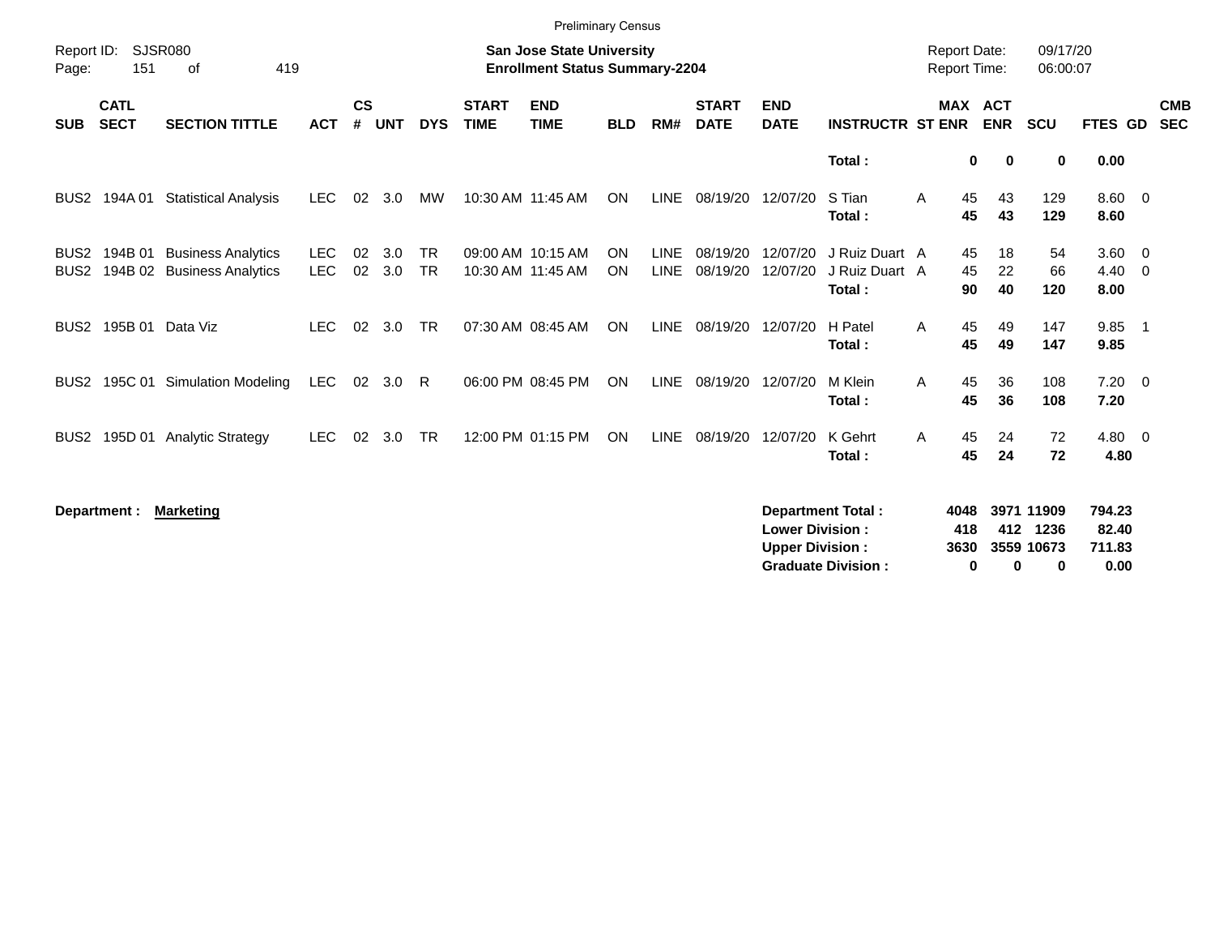Preliminary Census

Report ID: SJSR080

**San Jose State University**
**Enrollment Status Summary-2204**

Report Date: 09/17/20
Report Time: 06:00:07

| SUB | CATL SECT | SECTION TITTLE | ACT | CS # | UNT | DYS | START TIME | END TIME | BLD | RM# | START DATE | END DATE | INSTRUCTR | ST | MAX ENR | ACT ENR | SCU | FTES | GD | CMB SEC |
|---|---|---|---|---|---|---|---|---|---|---|---|---|---|---|---|---|---|---|---|---|
| | | | | | | | | | | | | | **Total :** | | **0** | **0** | **0** | **0.00** | | |
| BUS2 | 194A 01 | Statistical Analysis | LEC | 02 | 3.0 | MW | 10:30 AM | 11:45 AM | ON | LINE | 08/19/20 | 12/07/20 | S Tian | A | 45 | 43 | 129 | 8.60 | 0 | |
| | | | | | | | | | | | | | **Total :** | | **45** | **43** | **129** | **8.60** | | |
| BUS2 | 194B 01 | Business Analytics | LEC | 02 | 3.0 | TR | 09:00 AM | 10:15 AM | ON | LINE | 08/19/20 | 12/07/20 | J Ruiz Duart | A | 45 | 18 | 54 | 3.60 | 0 | |
| BUS2 | 194B 02 | Business Analytics | LEC | 02 | 3.0 | TR | 10:30 AM | 11:45 AM | ON | LINE | 08/19/20 | 12/07/20 | J Ruiz Duart | A | 45 | 22 | 66 | 4.40 | 0 | |
| | | | | | | | | | | | | | **Total :** | | **90** | **40** | **120** | **8.00** | | |
| BUS2 | 195B 01 | Data Viz | LEC | 02 | 3.0 | TR | 07:30 AM | 08:45 AM | ON | LINE | 08/19/20 | 12/07/20 | H Patel | A | 45 | 49 | 147 | 9.85 | 1 | |
| | | | | | | | | | | | | | **Total :** | | **45** | **49** | **147** | **9.85** | | |
| BUS2 | 195C 01 | Simulation Modeling | LEC | 02 | 3.0 | R | 06:00 PM | 08:45 PM | ON | LINE | 08/19/20 | 12/07/20 | M Klein | A | 45 | 36 | 108 | 7.20 | 0 | |
| | | | | | | | | | | | | | **Total :** | | **45** | **36** | **108** | **7.20** | | |
| BUS2 | 195D 01 | Analytic Strategy | LEC | 02 | 3.0 | TR | 12:00 PM | 01:15 PM | ON | LINE | 08/19/20 | 12/07/20 | K Gehrt | A | 45 | 24 | 72 | 4.80 | 0 | |
| | | | | | | | | | | | | | **Total :** | | **45** | **24** | **72** | **4.80** | | |

**Department :** **Marketing**

| | MAX ENR | ACT ENR | SCU | FTES |
|---|---|---|---|---|
| **Department Total :** | **4048** | **3971** | **11909** | **794.23** |
| **Lower Division :** | **418** | **412** | **1236** | **82.40** |
| **Upper Division :** | **3630** | **3559** | **10673** | **711.83** |
| **Graduate Division :** | **0** | **0** | **0** | **0.00** |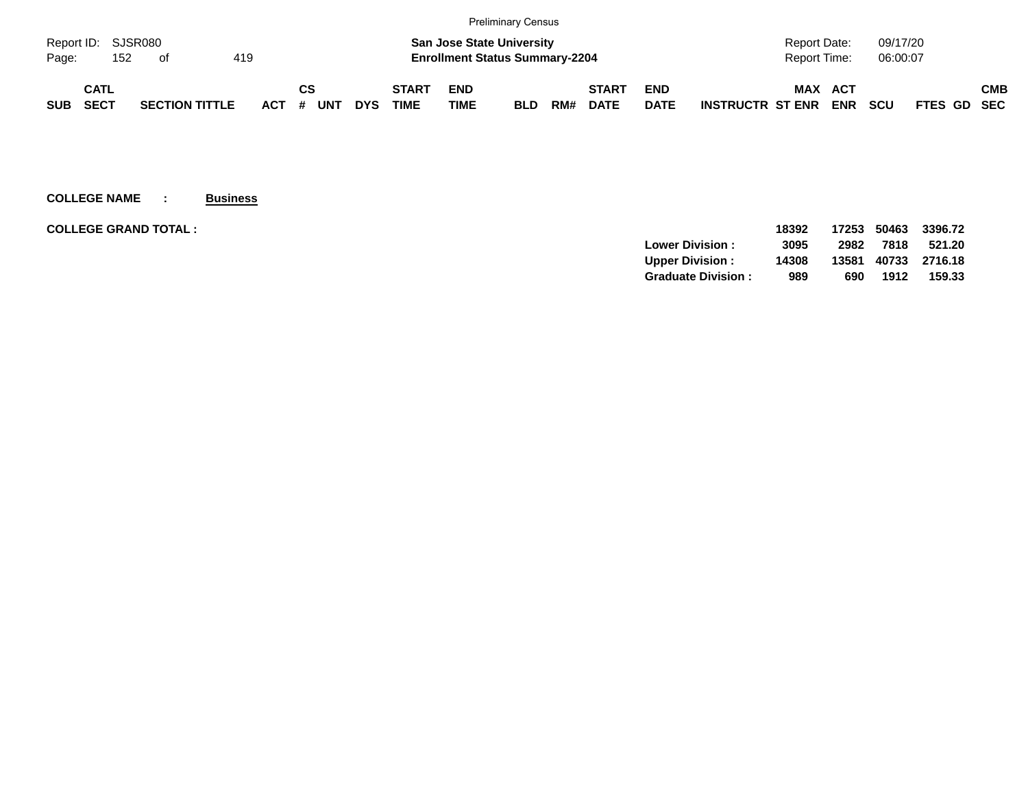Preliminary Census

Report ID: SJSR080

**San Jose State University**
**Enrollment Status Summary-2204**

Report Date: 09/17/20
Report Time: 06:00:07

| SUB | CATL SECT | SECTION TITTLE | ACT | CS # | UNT | DYS | START TIME | END TIME | BLD | RM# | START DATE | END DATE | INSTRUCTR | MAX ST ENR | ACT ENR | SCU | FTES | GD | CMB SEC |
|---|---|---|---|---|---|---|---|---|---|---|---|---|---|---|---|---|---|---|---|

**COLLEGE NAME : Business**

| | | | | |
|---|---|---|---|---|
| **COLLEGE GRAND TOTAL :** | **18392** | **17253** | **50463** | **3396.72** |
| **Lower Division :** | **3095** | **2982** | **7818** | **521.20** |
| **Upper Division :** | **14308** | **13581** | **40733** | **2716.18** |
| **Graduate Division :** | **989** | **690** | **1912** | **159.33** |